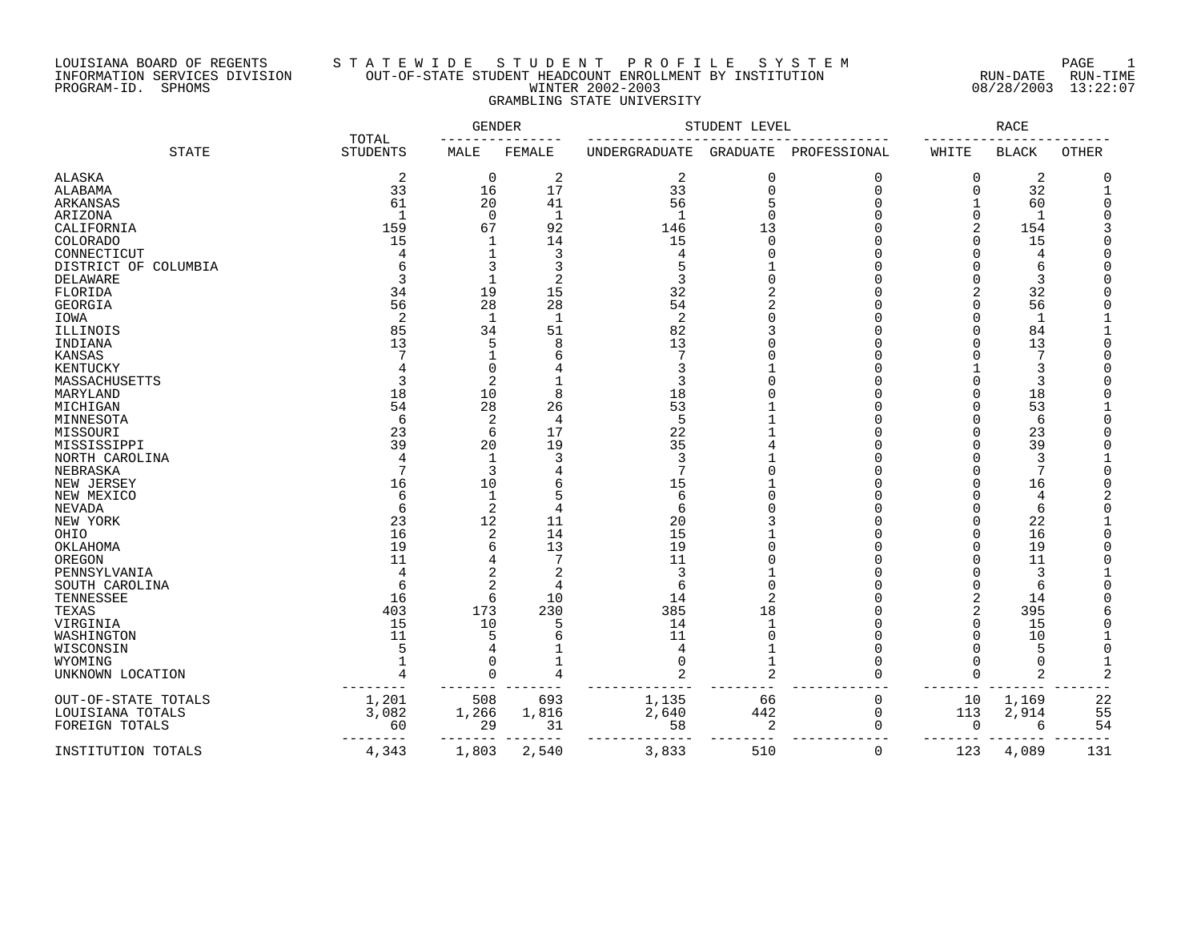LOUISIANA BOARD OF REGENTS — STATEWIDE STUDENT PROFILE SYSTEM
INFORMATION SERVICES DIVISION — OUT-OF-STATE STUDENT HEADCOUNT ENROLLMENT BY INSTITUTION — RUN-DATE 08/28/2003 RUN-TIME 13:22:07
PROGRAM-ID. SPHOMS — WINTER 2002-2003

GRAMBLING STATE UNIVERSITY

| STATE | TOTAL STUDENTS | GENDER MALE | GENDER FEMALE | STUDENT LEVEL UNDERGRADUATE | STUDENT LEVEL GRADUATE | STUDENT LEVEL PROFESSIONAL | RACE WHITE | RACE BLACK | RACE OTHER |
|---|---|---|---|---|---|---|---|---|---|
| ALASKA | 2 | 0 | 2 | 2 | 0 | 0 | 0 | 2 | 0 |
| ALABAMA | 33 | 16 | 17 | 33 | 0 | 0 | 0 | 32 | 1 |
| ARKANSAS | 61 | 20 | 41 | 56 | 5 | 0 | 1 | 60 | 0 |
| ARIZONA | 1 | 0 | 1 | 1 | 0 | 0 | 0 | 1 | 0 |
| CALIFORNIA | 159 | 67 | 92 | 146 | 13 | 0 | 2 | 154 | 3 |
| COLORADO | 15 | 1 | 14 | 15 | 0 | 0 | 0 | 15 | 0 |
| CONNECTICUT | 4 | 1 | 3 | 4 | 0 | 0 | 0 | 4 | 0 |
| DISTRICT OF COLUMBIA | 6 | 3 | 3 | 5 | 1 | 0 | 0 | 6 | 0 |
| DELAWARE | 3 | 1 | 2 | 3 | 0 | 0 | 0 | 3 | 0 |
| FLORIDA | 34 | 19 | 15 | 32 | 2 | 0 | 2 | 32 | 0 |
| GEORGIA | 56 | 28 | 28 | 54 | 2 | 0 | 0 | 56 | 0 |
| IOWA | 2 | 1 | 1 | 2 | 0 | 0 | 0 | 1 | 1 |
| ILLINOIS | 85 | 34 | 51 | 82 | 3 | 0 | 0 | 84 | 1 |
| INDIANA | 13 | 5 | 8 | 13 | 0 | 0 | 0 | 13 | 0 |
| KANSAS | 7 | 1 | 6 | 7 | 0 | 0 | 0 | 7 | 0 |
| KENTUCKY | 4 | 0 | 4 | 3 | 1 | 0 | 1 | 3 | 0 |
| MASSACHUSETTS | 3 | 2 | 1 | 3 | 0 | 0 | 0 | 3 | 0 |
| MARYLAND | 18 | 10 | 8 | 18 | 0 | 0 | 0 | 18 | 0 |
| MICHIGAN | 54 | 28 | 26 | 53 | 1 | 0 | 0 | 53 | 1 |
| MINNESOTA | 6 | 2 | 4 | 5 | 1 | 0 | 0 | 6 | 0 |
| MISSOURI | 23 | 6 | 17 | 22 | 1 | 0 | 0 | 23 | 0 |
| MISSISSIPPI | 39 | 20 | 19 | 35 | 4 | 0 | 0 | 39 | 0 |
| NORTH CAROLINA | 4 | 1 | 3 | 3 | 1 | 0 | 0 | 3 | 1 |
| NEBRASKA | 7 | 3 | 4 | 7 | 0 | 0 | 0 | 7 | 0 |
| NEW JERSEY | 16 | 10 | 6 | 15 | 1 | 0 | 0 | 16 | 0 |
| NEW MEXICO | 6 | 1 | 5 | 6 | 0 | 0 | 0 | 4 | 2 |
| NEVADA | 6 | 2 | 4 | 6 | 0 | 0 | 0 | 6 | 0 |
| NEW YORK | 23 | 12 | 11 | 20 | 3 | 0 | 0 | 22 | 1 |
| OHIO | 16 | 2 | 14 | 15 | 1 | 0 | 0 | 16 | 0 |
| OKLAHOMA | 19 | 6 | 13 | 19 | 0 | 0 | 0 | 19 | 0 |
| OREGON | 11 | 4 | 7 | 11 | 0 | 0 | 0 | 11 | 0 |
| PENNSYLVANIA | 4 | 2 | 2 | 3 | 1 | 0 | 0 | 3 | 1 |
| SOUTH CAROLINA | 6 | 2 | 4 | 6 | 0 | 0 | 0 | 6 | 0 |
| TENNESSEE | 16 | 6 | 10 | 14 | 2 | 0 | 2 | 14 | 0 |
| TEXAS | 403 | 173 | 230 | 385 | 18 | 0 | 2 | 395 | 6 |
| VIRGINIA | 15 | 10 | 5 | 14 | 1 | 0 | 0 | 15 | 0 |
| WASHINGTON | 11 | 5 | 6 | 11 | 0 | 0 | 0 | 10 | 1 |
| WISCONSIN | 5 | 4 | 1 | 4 | 1 | 0 | 0 | 5 | 0 |
| WYOMING | 1 | 0 | 1 | 0 | 1 | 0 | 0 | 0 | 1 |
| UNKNOWN LOCATION | 4 | 0 | 4 | 2 | 2 | 0 | 0 | 2 | 2 |
| OUT-OF-STATE TOTALS | 1,201 | 508 | 693 | 1,135 | 66 | 0 | 10 | 1,169 | 22 |
| LOUISIANA TOTALS | 3,082 | 1,266 | 1,816 | 2,640 | 442 | 0 | 113 | 2,914 | 55 |
| FOREIGN TOTALS | 60 | 29 | 31 | 58 | 2 | 0 | 0 | 6 | 54 |
| INSTITUTION TOTALS | 4,343 | 1,803 | 2,540 | 3,833 | 510 | 0 | 123 | 4,089 | 131 |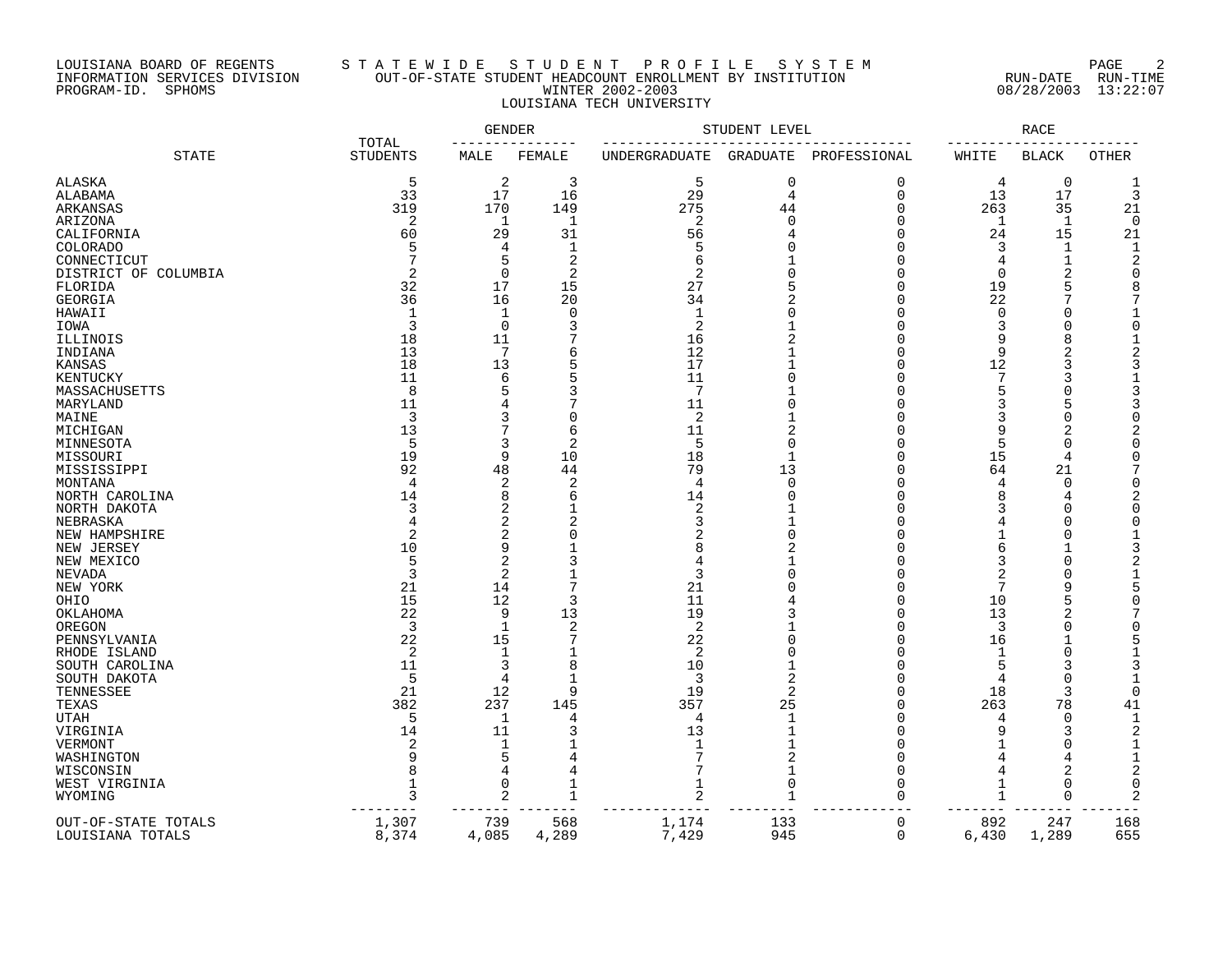LOUISIANA BOARD OF REGENTS — STATEWIDE STUDENT PROFILE SYSTEM
INFORMATION SERVICES DIVISION — OUT-OF-STATE STUDENT HEADCOUNT ENROLLMENT BY INSTITUTION — RUN-DATE 08/28/2003 RUN-TIME 13:22:07
PROGRAM-ID. SPHOMS — WINTER 2002-2003

LOUISIANA TECH UNIVERSITY

| STATE | TOTAL STUDENTS | GENDER | | STUDENT LEVEL | | | RACE | | |
|---|---|---|---|---|---|---|---|---|---|
| | | MALE | FEMALE | UNDERGRADUATE | GRADUATE | PROFESSIONAL | WHITE | BLACK | OTHER |
| ALASKA | 5 | 2 | 3 | 5 | 0 | 0 | 4 | 0 | 1 |
| ALABAMA | 33 | 17 | 16 | 29 | 4 | 0 | 13 | 17 | 3 |
| ARKANSAS | 319 | 170 | 149 | 275 | 44 | 0 | 263 | 35 | 21 |
| ARIZONA | 2 | 1 | 1 | 2 | 0 | 0 | 1 | 1 | 0 |
| CALIFORNIA | 60 | 29 | 31 | 56 | 4 | 0 | 24 | 15 | 21 |
| COLORADO | 5 | 4 | 1 | 5 | 0 | 0 | 3 | 1 | 1 |
| CONNECTICUT | 7 | 5 | 2 | 6 | 1 | 0 | 4 | 1 | 2 |
| DISTRICT OF COLUMBIA | 2 | 0 | 2 | 2 | 0 | 0 | 0 | 2 | 0 |
| FLORIDA | 32 | 17 | 15 | 27 | 5 | 0 | 19 | 5 | 8 |
| GEORGIA | 36 | 16 | 20 | 34 | 2 | 0 | 22 | 7 | 7 |
| HAWAII | 1 | 1 | 0 | 1 | 0 | 0 | 0 | 0 | 1 |
| IOWA | 3 | 0 | 3 | 2 | 1 | 0 | 3 | 0 | 0 |
| ILLINOIS | 18 | 11 | 7 | 16 | 2 | 0 | 9 | 8 | 1 |
| INDIANA | 13 | 7 | 6 | 12 | 1 | 0 | 9 | 2 | 2 |
| KANSAS | 18 | 13 | 5 | 17 | 1 | 0 | 12 | 3 | 3 |
| KENTUCKY | 11 | 6 | 5 | 11 | 0 | 0 | 7 | 3 | 1 |
| MASSACHUSETTS | 8 | 5 | 3 | 7 | 1 | 0 | 5 | 0 | 3 |
| MARYLAND | 11 | 4 | 7 | 11 | 0 | 0 | 3 | 5 | 3 |
| MAINE | 3 | 3 | 0 | 2 | 1 | 0 | 3 | 0 | 0 |
| MICHIGAN | 13 | 7 | 6 | 11 | 2 | 0 | 9 | 2 | 2 |
| MINNESOTA | 5 | 3 | 2 | 5 | 0 | 0 | 5 | 0 | 0 |
| MISSOURI | 19 | 9 | 10 | 18 | 1 | 0 | 15 | 4 | 0 |
| MISSISSIPPI | 92 | 48 | 44 | 79 | 13 | 0 | 64 | 21 | 7 |
| MONTANA | 4 | 2 | 2 | 4 | 0 | 0 | 4 | 0 | 0 |
| NORTH CAROLINA | 14 | 8 | 6 | 14 | 0 | 0 | 8 | 4 | 2 |
| NORTH DAKOTA | 3 | 2 | 1 | 2 | 1 | 0 | 3 | 0 | 0 |
| NEBRASKA | 4 | 2 | 2 | 3 | 1 | 0 | 4 | 0 | 0 |
| NEW HAMPSHIRE | 2 | 2 | 0 | 2 | 0 | 0 | 1 | 0 | 1 |
| NEW JERSEY | 10 | 9 | 1 | 8 | 2 | 0 | 6 | 1 | 3 |
| NEW MEXICO | 5 | 2 | 3 | 4 | 1 | 0 | 3 | 0 | 2 |
| NEVADA | 3 | 2 | 1 | 3 | 0 | 0 | 2 | 0 | 1 |
| NEW YORK | 21 | 14 | 7 | 21 | 0 | 0 | 7 | 9 | 5 |
| OHIO | 15 | 12 | 3 | 11 | 4 | 0 | 10 | 5 | 0 |
| OKLAHOMA | 22 | 9 | 13 | 19 | 3 | 0 | 13 | 2 | 7 |
| OREGON | 3 | 1 | 2 | 2 | 1 | 0 | 3 | 0 | 0 |
| PENNSYLVANIA | 22 | 15 | 7 | 22 | 0 | 0 | 16 | 1 | 5 |
| RHODE ISLAND | 2 | 1 | 1 | 2 | 0 | 0 | 1 | 0 | 1 |
| SOUTH CAROLINA | 11 | 3 | 8 | 10 | 1 | 0 | 5 | 3 | 3 |
| SOUTH DAKOTA | 5 | 4 | 1 | 3 | 2 | 0 | 4 | 0 | 1 |
| TENNESSEE | 21 | 12 | 9 | 19 | 2 | 0 | 18 | 3 | 0 |
| TEXAS | 382 | 237 | 145 | 357 | 25 | 0 | 263 | 78 | 41 |
| UTAH | 5 | 1 | 4 | 4 | 1 | 0 | 4 | 0 | 1 |
| VIRGINIA | 14 | 11 | 3 | 13 | 1 | 0 | 9 | 3 | 2 |
| VERMONT | 2 | 1 | 1 | 1 | 1 | 0 | 1 | 0 | 1 |
| WASHINGTON | 9 | 5 | 4 | 7 | 2 | 0 | 4 | 4 | 1 |
| WISCONSIN | 8 | 4 | 4 | 7 | 1 | 0 | 4 | 2 | 2 |
| WEST VIRGINIA | 1 | 0 | 1 | 1 | 0 | 0 | 1 | 0 | 0 |
| WYOMING | 3 | 2 | 1 | 2 | 1 | 0 | 1 | 0 | 2 |
| OUT-OF-STATE TOTALS | 1,307 | 739 | 568 | 1,174 | 133 | 0 | 892 | 247 | 168 |
| LOUISIANA TOTALS | 8,374 | 4,085 | 4,289 | 7,429 | 945 | 0 | 6,430 | 1,289 | 655 |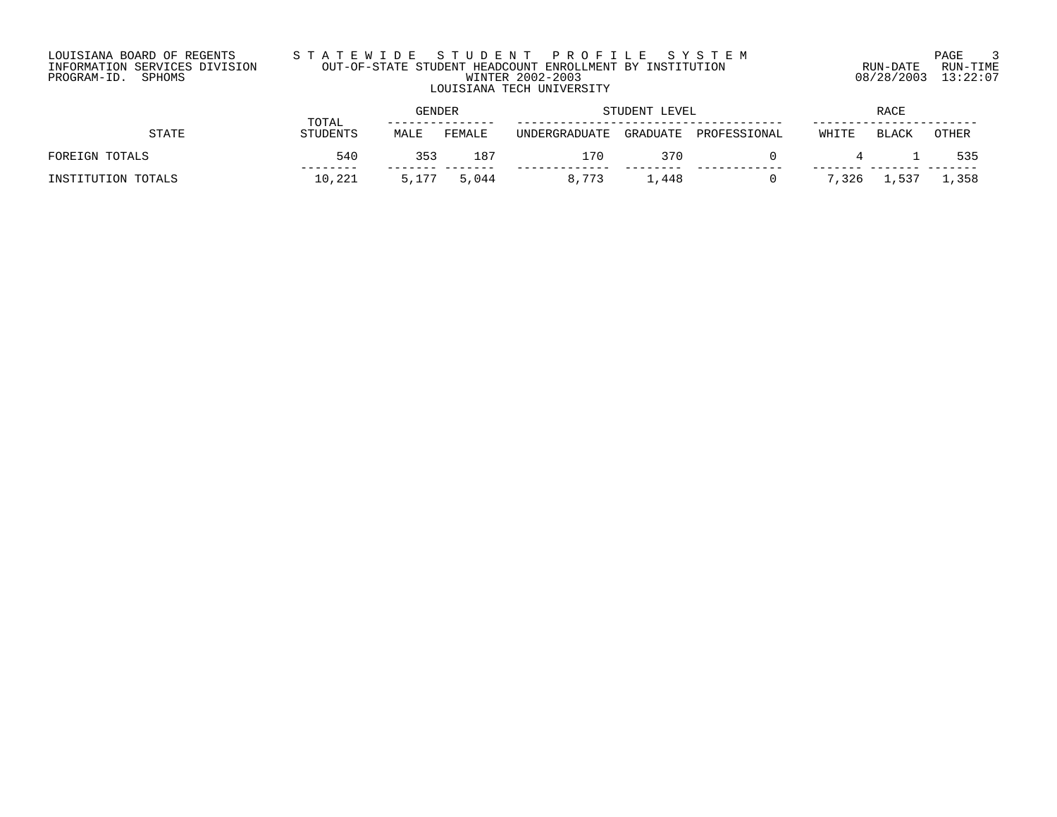LOUISIANA BOARD OF REGENTS
INFORMATION SERVICES DIVISION
PROGRAM-ID. SPHOMS

# STATEWIDE STUDENT PROFILE SYSTEM

## OUT-OF-STATE STUDENT HEADCOUNT ENROLLMENT BY INSTITUTION

WINTER 2002-2003

LOUISIANA TECH UNIVERSITY

RUN-DATE 08/28/2003 RUN-TIME 13:22:07

| STATE | TOTAL STUDENTS | GENDER | | STUDENT LEVEL | | | RACE | | |
|---|---|---|---|---|---|---|---|---|---|
| | | MALE | FEMALE | UNDERGRADUATE | GRADUATE | PROFESSIONAL | WHITE | BLACK | OTHER |
| FOREIGN TOTALS | 540 | 353 | 187 | 170 | 370 | 0 | 4 | 1 | 535 |
| INSTITUTION TOTALS | 10,221 | 5,177 | 5,044 | 8,773 | 1,448 | 0 | 7,326 | 1,537 | 1,358 |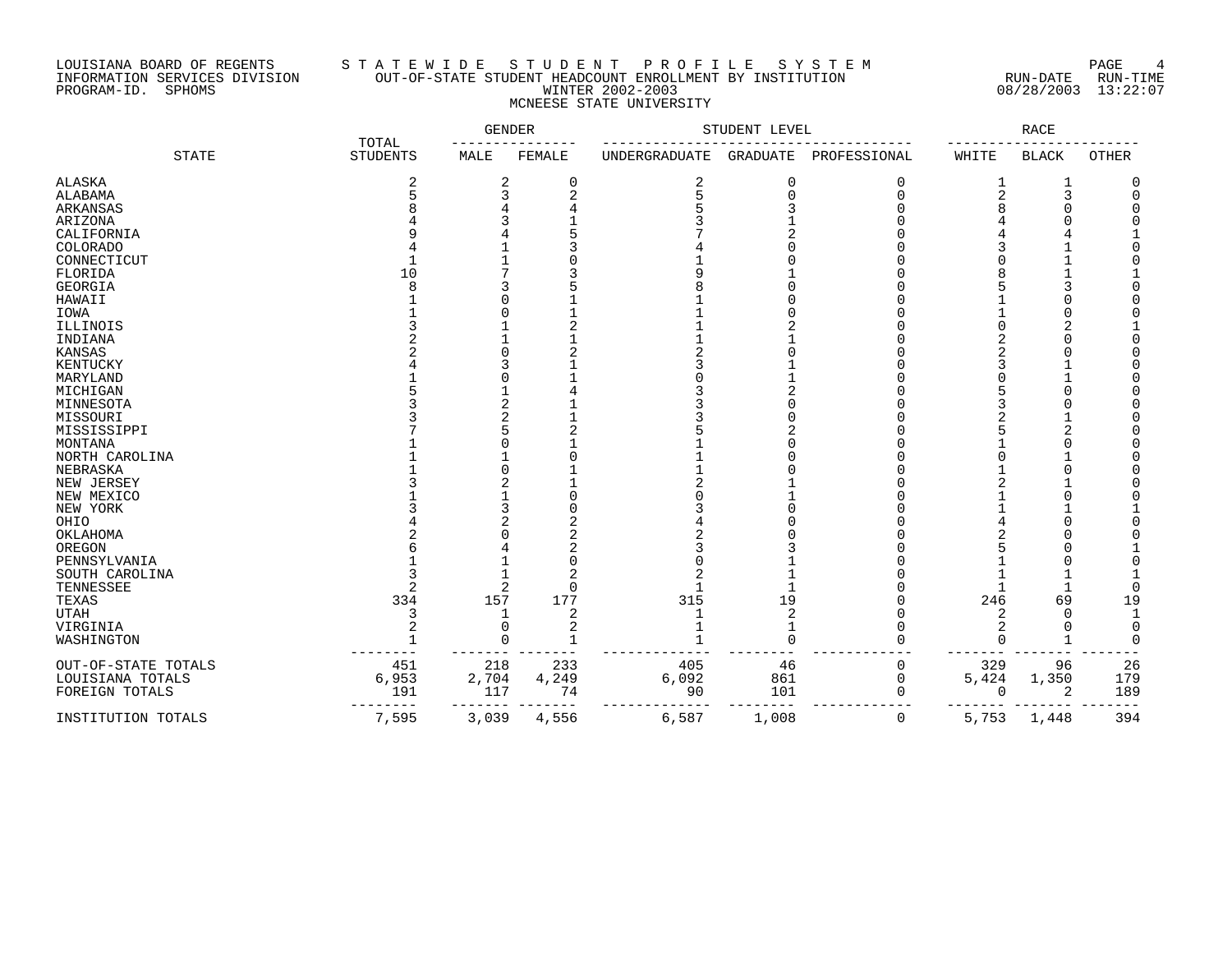LOUISIANA BOARD OF REGENTS
INFORMATION SERVICES DIVISION
PROGRAM-ID. SPHOMS

STATEWIDE STUDENT PROFILE SYSTEM
OUT-OF-STATE STUDENT HEADCOUNT ENROLLMENT BY INSTITUTION
WINTER 2002-2003
MCNEESE STATE UNIVERSITY

RUN-DATE 08/28/2003 RUN-TIME 13:22:07

| STATE | TOTAL STUDENTS | GENDER | | STUDENT LEVEL | | | RACE | | |
|---|---|---|---|---|---|---|---|---|---|
| | | MALE | FEMALE | UNDERGRADUATE | GRADUATE | PROFESSIONAL | WHITE | BLACK | OTHER |
| ALASKA | 2 | 2 | 0 | 2 | 0 | 0 | 1 | 1 | 0 |
| ALABAMA | 5 | 3 | 2 | 5 | 0 | 0 | 2 | 3 | 0 |
| ARKANSAS | 8 | 4 | 4 | 5 | 3 | 0 | 8 | 0 | 0 |
| ARIZONA | 4 | 3 | 1 | 3 | 1 | 0 | 4 | 0 | 0 |
| CALIFORNIA | 9 | 4 | 5 | 7 | 2 | 0 | 4 | 4 | 1 |
| COLORADO | 4 | 1 | 3 | 4 | 0 | 0 | 3 | 1 | 0 |
| CONNECTICUT | 1 | 1 | 0 | 1 | 0 | 0 | 0 | 1 | 0 |
| FLORIDA | 10 | 7 | 3 | 9 | 1 | 0 | 8 | 1 | 1 |
| GEORGIA | 8 | 3 | 5 | 8 | 0 | 0 | 5 | 3 | 0 |
| HAWAII | 1 | 0 | 1 | 1 | 0 | 0 | 1 | 0 | 0 |
| IOWA | 1 | 0 | 1 | 1 | 0 | 0 | 1 | 0 | 0 |
| ILLINOIS | 3 | 1 | 2 | 1 | 2 | 0 | 0 | 2 | 1 |
| INDIANA | 2 | 1 | 1 | 1 | 1 | 0 | 2 | 0 | 0 |
| KANSAS | 2 | 0 | 2 | 2 | 0 | 0 | 2 | 0 | 0 |
| KENTUCKY | 4 | 3 | 1 | 3 | 1 | 0 | 3 | 1 | 0 |
| MARYLAND | 1 | 0 | 1 | 0 | 1 | 0 | 0 | 1 | 0 |
| MICHIGAN | 5 | 1 | 4 | 3 | 2 | 0 | 5 | 0 | 0 |
| MINNESOTA | 3 | 2 | 1 | 3 | 0 | 0 | 3 | 0 | 0 |
| MISSOURI | 3 | 2 | 1 | 3 | 0 | 0 | 2 | 1 | 0 |
| MISSISSIPPI | 7 | 5 | 2 | 5 | 2 | 0 | 5 | 2 | 0 |
| MONTANA | 1 | 0 | 1 | 1 | 0 | 0 | 1 | 0 | 0 |
| NORTH CAROLINA | 1 | 1 | 0 | 1 | 0 | 0 | 0 | 1 | 0 |
| NEBRASKA | 1 | 0 | 1 | 1 | 0 | 0 | 1 | 0 | 0 |
| NEW JERSEY | 3 | 2 | 1 | 2 | 1 | 0 | 2 | 1 | 0 |
| NEW MEXICO | 1 | 1 | 0 | 0 | 1 | 0 | 1 | 0 | 0 |
| NEW YORK | 3 | 3 | 0 | 3 | 0 | 0 | 1 | 1 | 1 |
| OHIO | 4 | 2 | 2 | 4 | 0 | 0 | 4 | 0 | 0 |
| OKLAHOMA | 2 | 0 | 2 | 2 | 0 | 0 | 2 | 0 | 0 |
| OREGON | 6 | 4 | 2 | 3 | 3 | 0 | 5 | 0 | 1 |
| PENNSYLVANIA | 1 | 1 | 0 | 0 | 1 | 0 | 1 | 0 | 0 |
| SOUTH CAROLINA | 3 | 1 | 2 | 2 | 1 | 0 | 1 | 1 | 1 |
| TENNESSEE | 2 | 2 | 0 | 1 | 1 | 0 | 1 | 1 | 0 |
| TEXAS | 334 | 157 | 177 | 315 | 19 | 0 | 246 | 69 | 19 |
| UTAH | 3 | 1 | 2 | 1 | 2 | 0 | 2 | 0 | 1 |
| VIRGINIA | 2 | 0 | 2 | 1 | 1 | 0 | 2 | 0 | 0 |
| WASHINGTON | 1 | 0 | 1 | 1 | 0 | 0 | 0 | 1 | 0 |
| OUT-OF-STATE TOTALS | 451 | 218 | 233 | 405 | 46 | 0 | 329 | 96 | 26 |
| LOUISIANA TOTALS | 6,953 | 2,704 | 4,249 | 6,092 | 861 | 0 | 5,424 | 1,350 | 179 |
| FOREIGN TOTALS | 191 | 117 | 74 | 90 | 101 | 0 | 0 | 2 | 189 |
| INSTITUTION TOTALS | 7,595 | 3,039 | 4,556 | 6,587 | 1,008 | 0 | 5,753 | 1,448 | 394 |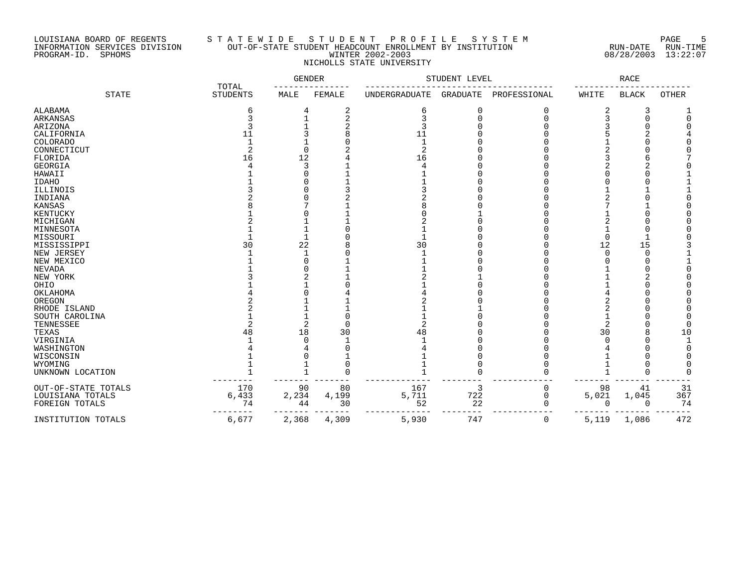LOUISIANA BOARD OF REGENTS
INFORMATION SERVICES DIVISION
PROGRAM-ID. SPHOMS

# STATEWIDE STUDENT PROFILE SYSTEM

## OUT-OF-STATE STUDENT HEADCOUNT ENROLLMENT BY INSTITUTION

WINTER 2002-2003

NICHOLLS STATE UNIVERSITY

RUN-DATE 08/28/2003 RUN-TIME 13:22:07

| STATE | TOTAL STUDENTS | GENDER | | STUDENT LEVEL | | | RACE | | |
|---|---|---|---|---|---|---|---|---|---|
| | | MALE | FEMALE | UNDERGRADUATE | GRADUATE | PROFESSIONAL | WHITE | BLACK | OTHER |
| ALABAMA | 6 | 4 | 2 | 6 | 0 | 0 | 2 | 3 | 1 |
| ARKANSAS | 3 | 1 | 2 | 3 | 0 | 0 | 3 | 0 | 0 |
| ARIZONA | 3 | 1 | 2 | 3 | 0 | 0 | 3 | 0 | 0 |
| CALIFORNIA | 11 | 3 | 8 | 11 | 0 | 0 | 5 | 2 | 4 |
| COLORADO | 1 | 1 | 0 | 1 | 0 | 0 | 1 | 0 | 0 |
| CONNECTICUT | 2 | 0 | 2 | 2 | 0 | 0 | 2 | 0 | 0 |
| FLORIDA | 16 | 12 | 4 | 16 | 0 | 0 | 3 | 6 | 7 |
| GEORGIA | 4 | 3 | 1 | 4 | 0 | 0 | 2 | 2 | 0 |
| HAWAII | 1 | 0 | 1 | 1 | 0 | 0 | 0 | 0 | 1 |
| IDAHO | 1 | 0 | 1 | 1 | 0 | 0 | 0 | 0 | 1 |
| ILLINOIS | 3 | 0 | 3 | 3 | 0 | 0 | 1 | 1 | 1 |
| INDIANA | 2 | 0 | 2 | 2 | 0 | 0 | 2 | 0 | 0 |
| KANSAS | 8 | 7 | 1 | 8 | 0 | 0 | 7 | 1 | 0 |
| KENTUCKY | 1 | 0 | 1 | 0 | 1 | 0 | 1 | 0 | 0 |
| MICHIGAN | 2 | 1 | 1 | 2 | 0 | 0 | 2 | 0 | 0 |
| MINNESOTA | 1 | 1 | 0 | 1 | 0 | 0 | 1 | 0 | 0 |
| MISSOURI | 1 | 1 | 0 | 1 | 0 | 0 | 0 | 1 | 0 |
| MISSISSIPPI | 30 | 22 | 8 | 30 | 0 | 0 | 12 | 15 | 3 |
| NEW JERSEY | 1 | 1 | 0 | 1 | 0 | 0 | 0 | 0 | 1 |
| NEW MEXICO | 1 | 0 | 1 | 1 | 0 | 0 | 0 | 0 | 1 |
| NEVADA | 1 | 0 | 1 | 1 | 0 | 0 | 1 | 0 | 0 |
| NEW YORK | 3 | 2 | 1 | 2 | 1 | 0 | 1 | 2 | 0 |
| OHIO | 1 | 1 | 0 | 1 | 0 | 0 | 1 | 0 | 0 |
| OKLAHOMA | 4 | 0 | 4 | 4 | 0 | 0 | 4 | 0 | 0 |
| OREGON | 2 | 1 | 1 | 2 | 0 | 0 | 2 | 0 | 0 |
| RHODE ISLAND | 2 | 1 | 1 | 1 | 1 | 0 | 2 | 0 | 0 |
| SOUTH CAROLINA | 1 | 1 | 0 | 1 | 0 | 0 | 1 | 0 | 0 |
| TENNESSEE | 2 | 2 | 0 | 2 | 0 | 0 | 2 | 0 | 0 |
| TEXAS | 48 | 18 | 30 | 48 | 0 | 0 | 30 | 8 | 10 |
| VIRGINIA | 1 | 0 | 1 | 1 | 0 | 0 | 0 | 0 | 1 |
| WASHINGTON | 4 | 4 | 0 | 4 | 0 | 0 | 4 | 0 | 0 |
| WISCONSIN | 1 | 0 | 1 | 1 | 0 | 0 | 1 | 0 | 0 |
| WYOMING | 1 | 1 | 0 | 1 | 0 | 0 | 1 | 0 | 0 |
| UNKNOWN LOCATION | 1 | 1 | 0 | 1 | 0 | 0 | 1 | 0 | 0 |
| OUT-OF-STATE TOTALS | 170 | 90 | 80 | 167 | 3 | 0 | 98 | 41 | 31 |
| LOUISIANA TOTALS | 6,433 | 2,234 | 4,199 | 5,711 | 722 | 0 | 5,021 | 1,045 | 367 |
| FOREIGN TOTALS | 74 | 44 | 30 | 52 | 22 | 0 | 0 | 0 | 74 |
| INSTITUTION TOTALS | 6,677 | 2,368 | 4,309 | 5,930 | 747 | 0 | 5,119 | 1,086 | 472 |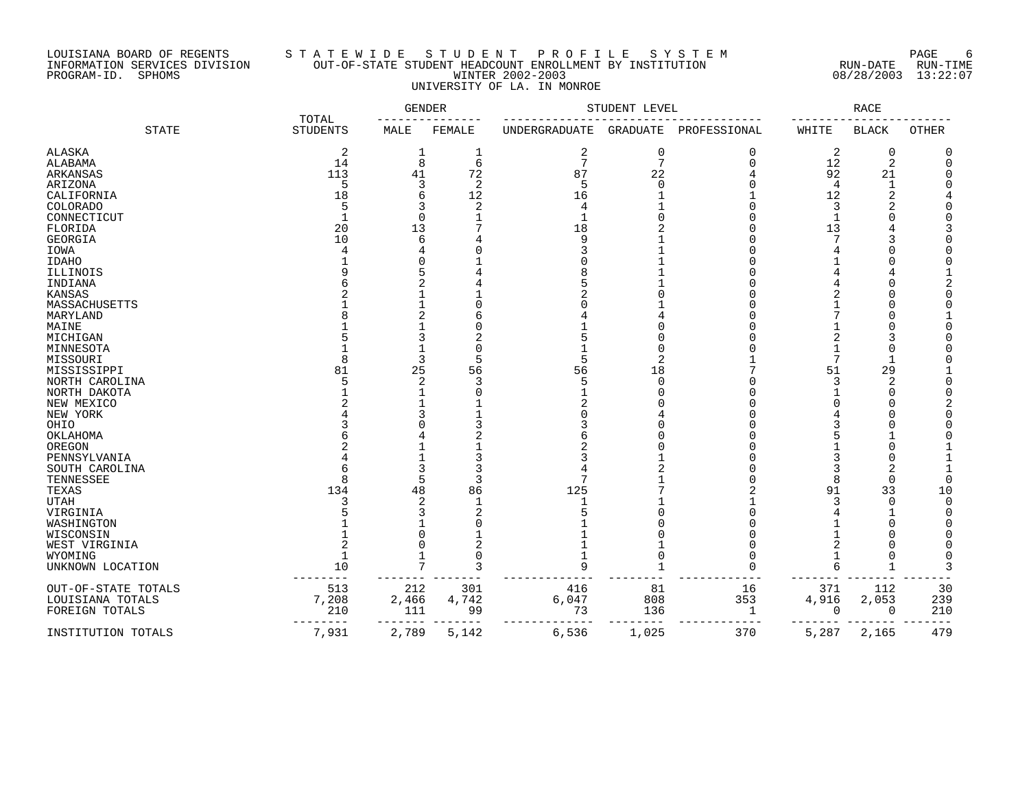LOUISIANA BOARD OF REGENTS — STATEWIDE STUDENT PROFILE SYSTEM
INFORMATION SERVICES DIVISION — OUT-OF-STATE STUDENT HEADCOUNT ENROLLMENT BY INSTITUTION
PROGRAM-ID. SPHOMS — WINTER 2002-2003 — RUN-DATE 08/28/2003 RUN-TIME 13:22:07

UNIVERSITY OF LA. IN MONROE

| STATE | TOTAL STUDENTS | GENDER | | STUDENT LEVEL | | | RACE | | |
|---|---|---|---|---|---|---|---|---|---|
| | | MALE | FEMALE | UNDERGRADUATE | GRADUATE | PROFESSIONAL | WHITE | BLACK | OTHER |
| ALASKA | 2 | 1 | 1 | 2 | 0 | 0 | 2 | 0 | 0 |
| ALABAMA | 14 | 8 | 6 | 7 | 7 | 0 | 12 | 2 | 0 |
| ARKANSAS | 113 | 41 | 72 | 87 | 22 | 4 | 92 | 21 | 0 |
| ARIZONA | 5 | 3 | 2 | 5 | 0 | 0 | 4 | 1 | 0 |
| CALIFORNIA | 18 | 6 | 12 | 16 | 1 | 1 | 12 | 2 | 4 |
| COLORADO | 5 | 3 | 2 | 4 | 1 | 0 | 3 | 2 | 0 |
| CONNECTICUT | 1 | 0 | 1 | 1 | 0 | 0 | 1 | 0 | 0 |
| FLORIDA | 20 | 13 | 7 | 18 | 2 | 0 | 13 | 4 | 3 |
| GEORGIA | 10 | 6 | 4 | 9 | 1 | 0 | 7 | 3 | 0 |
| IOWA | 4 | 4 | 0 | 3 | 1 | 0 | 4 | 0 | 0 |
| IDAHO | 1 | 0 | 1 | 0 | 1 | 0 | 1 | 0 | 0 |
| ILLINOIS | 9 | 5 | 4 | 8 | 1 | 0 | 4 | 4 | 1 |
| INDIANA | 6 | 2 | 4 | 5 | 1 | 0 | 4 | 0 | 2 |
| KANSAS | 2 | 1 | 1 | 2 | 0 | 0 | 2 | 0 | 0 |
| MASSACHUSETTS | 1 | 1 | 0 | 0 | 1 | 0 | 1 | 0 | 0 |
| MARYLAND | 8 | 2 | 6 | 4 | 4 | 0 | 7 | 0 | 1 |
| MAINE | 1 | 1 | 0 | 1 | 0 | 0 | 1 | 0 | 0 |
| MICHIGAN | 5 | 3 | 2 | 5 | 0 | 0 | 2 | 3 | 0 |
| MINNESOTA | 1 | 1 | 0 | 1 | 0 | 0 | 1 | 0 | 0 |
| MISSOURI | 8 | 3 | 5 | 5 | 2 | 1 | 7 | 1 | 0 |
| MISSISSIPPI | 81 | 25 | 56 | 56 | 18 | 7 | 51 | 29 | 1 |
| NORTH CAROLINA | 5 | 2 | 3 | 5 | 0 | 0 | 3 | 2 | 0 |
| NORTH DAKOTA | 1 | 1 | 0 | 1 | 0 | 0 | 1 | 0 | 0 |
| NEW MEXICO | 2 | 1 | 1 | 2 | 0 | 0 | 0 | 0 | 2 |
| NEW YORK | 4 | 3 | 1 | 0 | 4 | 0 | 4 | 0 | 0 |
| OHIO | 3 | 0 | 3 | 3 | 0 | 0 | 3 | 0 | 0 |
| OKLAHOMA | 6 | 4 | 2 | 6 | 0 | 0 | 5 | 1 | 0 |
| OREGON | 2 | 1 | 1 | 2 | 0 | 0 | 1 | 0 | 1 |
| PENNSYLVANIA | 4 | 1 | 3 | 3 | 1 | 0 | 3 | 0 | 1 |
| SOUTH CAROLINA | 6 | 3 | 3 | 4 | 2 | 0 | 3 | 2 | 1 |
| TENNESSEE | 8 | 5 | 3 | 7 | 1 | 0 | 8 | 0 | 0 |
| TEXAS | 134 | 48 | 86 | 125 | 7 | 2 | 91 | 33 | 10 |
| UTAH | 3 | 2 | 1 | 1 | 1 | 1 | 3 | 0 | 0 |
| VIRGINIA | 5 | 3 | 2 | 5 | 0 | 0 | 4 | 1 | 0 |
| WASHINGTON | 1 | 1 | 0 | 1 | 0 | 0 | 1 | 0 | 0 |
| WISCONSIN | 1 | 0 | 1 | 1 | 0 | 0 | 1 | 0 | 0 |
| WEST VIRGINIA | 2 | 0 | 2 | 1 | 1 | 0 | 2 | 0 | 0 |
| WYOMING | 1 | 1 | 0 | 1 | 0 | 0 | 1 | 0 | 0 |
| UNKNOWN LOCATION | 10 | 7 | 3 | 9 | 1 | 0 | 6 | 1 | 3 |
| OUT-OF-STATE TOTALS | 513 | 212 | 301 | 416 | 81 | 16 | 371 | 112 | 30 |
| LOUISIANA TOTALS | 7,208 | 2,466 | 4,742 | 6,047 | 808 | 353 | 4,916 | 2,053 | 239 |
| FOREIGN TOTALS | 210 | 111 | 99 | 73 | 136 | 1 | 0 | 0 | 210 |
| INSTITUTION TOTALS | 7,931 | 2,789 | 5,142 | 6,536 | 1,025 | 370 | 5,287 | 2,165 | 479 |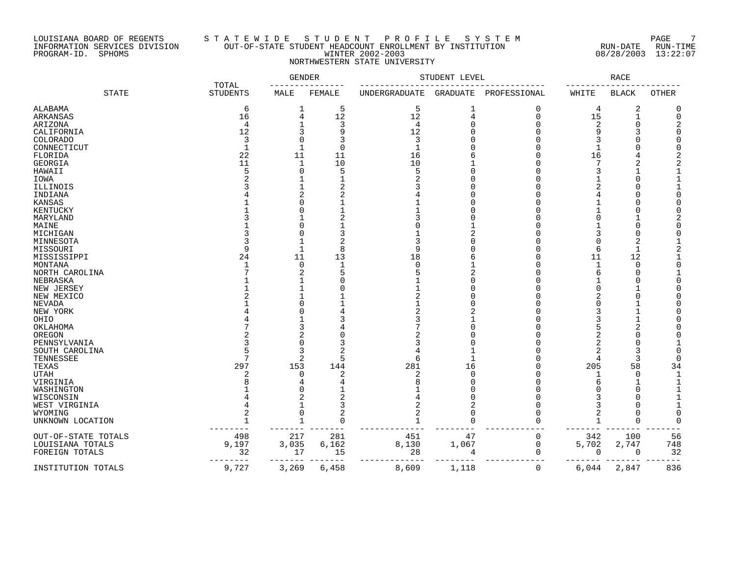LOUISIANA BOARD OF REGENTS — STATEWIDE STUDENT PROFILE SYSTEM
INFORMATION SERVICES DIVISION — OUT-OF-STATE STUDENT HEADCOUNT ENROLLMENT BY INSTITUTION
PROGRAM-ID. SPHOMS — WINTER 2002-2003 — RUN-DATE 08/28/2003 RUN-TIME 13:22:07

NORTHWESTERN STATE UNIVERSITY

| STATE | TOTAL STUDENTS | GENDER | | STUDENT LEVEL | | | RACE | | |
|---|---|---|---|---|---|---|---|---|---|
| | | MALE | FEMALE | UNDERGRADUATE | GRADUATE | PROFESSIONAL | WHITE | BLACK | OTHER |
| ALABAMA | 6 | 1 | 5 | 5 | 1 | 0 | 4 | 2 | 0 |
| ARKANSAS | 16 | 4 | 12 | 12 | 4 | 0 | 15 | 1 | 0 |
| ARIZONA | 4 | 1 | 3 | 4 | 0 | 0 | 2 | 0 | 2 |
| CALIFORNIA | 12 | 3 | 9 | 12 | 0 | 0 | 9 | 3 | 0 |
| COLORADO | 3 | 0 | 3 | 3 | 0 | 0 | 3 | 0 | 0 |
| CONNECTICUT | 1 | 1 | 0 | 1 | 0 | 0 | 1 | 0 | 0 |
| FLORIDA | 22 | 11 | 11 | 16 | 6 | 0 | 16 | 4 | 2 |
| GEORGIA | 11 | 1 | 10 | 10 | 1 | 0 | 7 | 2 | 2 |
| HAWAII | 5 | 0 | 5 | 5 | 0 | 0 | 3 | 1 | 1 |
| IOWA | 2 | 1 | 1 | 2 | 0 | 0 | 1 | 0 | 1 |
| ILLINOIS | 3 | 1 | 2 | 3 | 0 | 0 | 2 | 0 | 1 |
| INDIANA | 4 | 2 | 2 | 4 | 0 | 0 | 4 | 0 | 0 |
| KANSAS | 1 | 0 | 1 | 1 | 0 | 0 | 1 | 0 | 0 |
| KENTUCKY | 1 | 0 | 1 | 1 | 0 | 0 | 1 | 0 | 0 |
| MARYLAND | 3 | 1 | 2 | 3 | 0 | 0 | 0 | 1 | 2 |
| MAINE | 1 | 0 | 1 | 0 | 1 | 0 | 1 | 0 | 0 |
| MICHIGAN | 3 | 0 | 3 | 1 | 2 | 0 | 3 | 0 | 0 |
| MINNESOTA | 3 | 1 | 2 | 3 | 0 | 0 | 0 | 2 | 1 |
| MISSOURI | 9 | 1 | 8 | 9 | 0 | 0 | 6 | 1 | 2 |
| MISSISSIPPI | 24 | 11 | 13 | 18 | 6 | 0 | 11 | 12 | 1 |
| MONTANA | 1 | 0 | 1 | 0 | 1 | 0 | 1 | 0 | 0 |
| NORTH CAROLINA | 7 | 2 | 5 | 5 | 2 | 0 | 6 | 0 | 1 |
| NEBRASKA | 1 | 1 | 0 | 1 | 0 | 0 | 1 | 0 | 0 |
| NEW JERSEY | 1 | 1 | 0 | 1 | 0 | 0 | 0 | 1 | 0 |
| NEW MEXICO | 2 | 1 | 1 | 2 | 0 | 0 | 2 | 0 | 0 |
| NEVADA | 1 | 0 | 1 | 1 | 0 | 0 | 0 | 1 | 0 |
| NEW YORK | 4 | 0 | 4 | 2 | 2 | 0 | 3 | 1 | 0 |
| OHIO | 4 | 1 | 3 | 3 | 1 | 0 | 3 | 1 | 0 |
| OKLAHOMA | 7 | 3 | 4 | 7 | 0 | 0 | 5 | 2 | 0 |
| OREGON | 2 | 2 | 0 | 2 | 0 | 0 | 2 | 0 | 0 |
| PENNSYLVANIA | 3 | 0 | 3 | 3 | 0 | 0 | 2 | 0 | 1 |
| SOUTH CAROLINA | 5 | 3 | 2 | 4 | 1 | 0 | 2 | 3 | 0 |
| TENNESSEE | 7 | 2 | 5 | 6 | 1 | 0 | 4 | 3 | 0 |
| TEXAS | 297 | 153 | 144 | 281 | 16 | 0 | 205 | 58 | 34 |
| UTAH | 2 | 0 | 2 | 2 | 0 | 0 | 1 | 0 | 1 |
| VIRGINIA | 8 | 4 | 4 | 8 | 0 | 0 | 6 | 1 | 1 |
| WASHINGTON | 1 | 0 | 1 | 1 | 0 | 0 | 0 | 0 | 1 |
| WISCONSIN | 4 | 2 | 2 | 4 | 0 | 0 | 3 | 0 | 1 |
| WEST VIRGINIA | 4 | 1 | 3 | 2 | 2 | 0 | 3 | 0 | 1 |
| WYOMING | 2 | 0 | 2 | 2 | 0 | 0 | 2 | 0 | 0 |
| UNKNOWN LOCATION | 1 | 1 | 0 | 1 | 0 | 0 | 1 | 0 | 0 |
| OUT-OF-STATE TOTALS | 498 | 217 | 281 | 451 | 47 | 0 | 342 | 100 | 56 |
| LOUISIANA TOTALS | 9,197 | 3,035 | 6,162 | 8,130 | 1,067 | 0 | 5,702 | 2,747 | 748 |
| FOREIGN TOTALS | 32 | 17 | 15 | 28 | 4 | 0 | 0 | 0 | 32 |
| INSTITUTION TOTALS | 9,727 | 3,269 | 6,458 | 8,609 | 1,118 | 0 | 6,044 | 2,847 | 836 |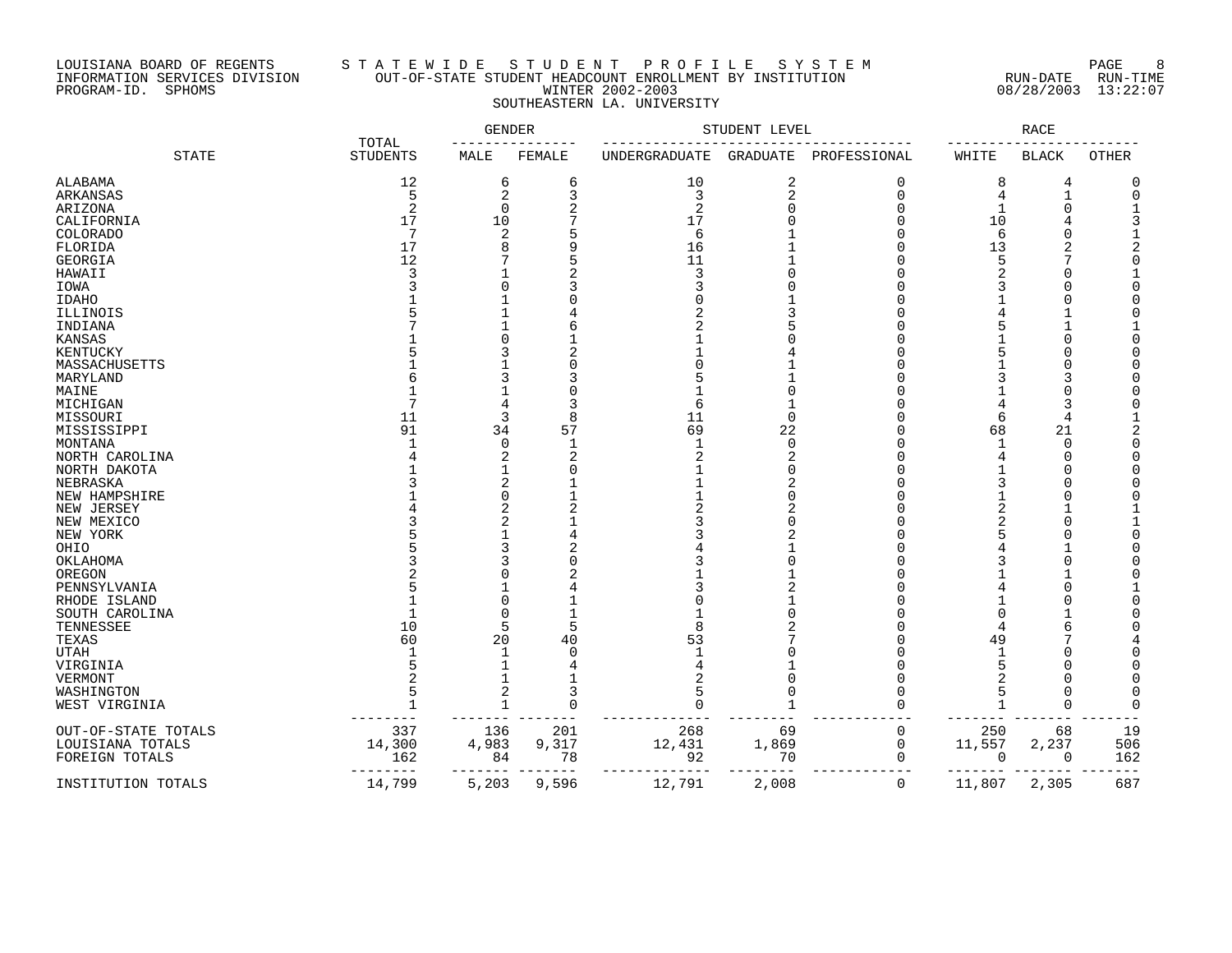LOUISIANA BOARD OF REGENTS — STATEWIDE STUDENT PROFILE SYSTEM
INFORMATION SERVICES DIVISION — OUT-OF-STATE STUDENT HEADCOUNT ENROLLMENT BY INSTITUTION
PROGRAM-ID. SPHOMS — WINTER 2002-2003
RUN-DATE 08/28/2003 RUN-TIME 13:22:07

SOUTHEASTERN LA. UNIVERSITY

| STATE | TOTAL STUDENTS | GENDER | | STUDENT LEVEL | | | RACE | | |
|---|---|---|---|---|---|---|---|---|---|
| | | MALE | FEMALE | UNDERGRADUATE | GRADUATE | PROFESSIONAL | WHITE | BLACK | OTHER |
| ALABAMA | 12 | 6 | 6 | 10 | 2 | 0 | 8 | 4 | 0 |
| ARKANSAS | 5 | 2 | 3 | 3 | 2 | 0 | 4 | 1 | 0 |
| ARIZONA | 2 | 0 | 2 | 2 | 0 | 0 | 1 | 0 | 1 |
| CALIFORNIA | 17 | 10 | 7 | 17 | 0 | 0 | 10 | 4 | 3 |
| COLORADO | 7 | 2 | 5 | 6 | 1 | 0 | 6 | 0 | 1 |
| FLORIDA | 17 | 8 | 9 | 16 | 1 | 0 | 13 | 2 | 2 |
| GEORGIA | 12 | 7 | 5 | 11 | 1 | 0 | 5 | 7 | 0 |
| HAWAII | 3 | 1 | 2 | 3 | 0 | 0 | 2 | 0 | 1 |
| IOWA | 3 | 0 | 3 | 3 | 0 | 0 | 3 | 0 | 0 |
| IDAHO | 1 | 1 | 0 | 0 | 1 | 0 | 1 | 0 | 0 |
| ILLINOIS | 5 | 1 | 4 | 2 | 3 | 0 | 4 | 1 | 0 |
| INDIANA | 7 | 1 | 6 | 2 | 5 | 0 | 5 | 1 | 1 |
| KANSAS | 1 | 0 | 1 | 1 | 0 | 0 | 1 | 0 | 0 |
| KENTUCKY | 5 | 3 | 2 | 1 | 4 | 0 | 5 | 0 | 0 |
| MASSACHUSETTS | 1 | 1 | 0 | 0 | 1 | 0 | 1 | 0 | 0 |
| MARYLAND | 6 | 3 | 3 | 5 | 1 | 0 | 3 | 3 | 0 |
| MAINE | 1 | 1 | 0 | 1 | 0 | 0 | 1 | 0 | 0 |
| MICHIGAN | 7 | 4 | 3 | 6 | 1 | 0 | 4 | 3 | 0 |
| MISSOURI | 11 | 3 | 8 | 11 | 0 | 0 | 6 | 4 | 1 |
| MISSISSIPPI | 91 | 34 | 57 | 69 | 22 | 0 | 68 | 21 | 2 |
| MONTANA | 1 | 0 | 1 | 1 | 0 | 0 | 1 | 0 | 0 |
| NORTH CAROLINA | 4 | 2 | 2 | 2 | 2 | 0 | 4 | 0 | 0 |
| NORTH DAKOTA | 1 | 1 | 0 | 1 | 0 | 0 | 1 | 0 | 0 |
| NEBRASKA | 3 | 2 | 1 | 1 | 2 | 0 | 3 | 0 | 0 |
| NEW HAMPSHIRE | 1 | 0 | 1 | 1 | 0 | 0 | 1 | 0 | 0 |
| NEW JERSEY | 4 | 2 | 2 | 2 | 2 | 0 | 2 | 1 | 1 |
| NEW MEXICO | 3 | 2 | 1 | 3 | 0 | 0 | 2 | 0 | 1 |
| NEW YORK | 5 | 1 | 4 | 3 | 2 | 0 | 5 | 0 | 0 |
| OHIO | 5 | 3 | 2 | 4 | 1 | 0 | 4 | 1 | 0 |
| OKLAHOMA | 3 | 3 | 0 | 3 | 0 | 0 | 3 | 0 | 0 |
| OREGON | 2 | 0 | 2 | 1 | 1 | 0 | 1 | 1 | 0 |
| PENNSYLVANIA | 5 | 1 | 4 | 3 | 2 | 0 | 4 | 0 | 1 |
| RHODE ISLAND | 1 | 0 | 1 | 0 | 1 | 0 | 1 | 0 | 0 |
| SOUTH CAROLINA | 1 | 0 | 1 | 1 | 0 | 0 | 0 | 1 | 0 |
| TENNESSEE | 10 | 5 | 5 | 8 | 2 | 0 | 4 | 6 | 0 |
| TEXAS | 60 | 20 | 40 | 53 | 7 | 0 | 49 | 7 | 4 |
| UTAH | 1 | 1 | 0 | 1 | 0 | 0 | 1 | 0 | 0 |
| VIRGINIA | 5 | 1 | 4 | 4 | 1 | 0 | 5 | 0 | 0 |
| VERMONT | 2 | 1 | 1 | 2 | 0 | 0 | 2 | 0 | 0 |
| WASHINGTON | 5 | 2 | 3 | 5 | 0 | 0 | 5 | 0 | 0 |
| WEST VIRGINIA | 1 | 1 | 0 | 0 | 1 | 0 | 1 | 0 | 0 |
| OUT-OF-STATE TOTALS | 337 | 136 | 201 | 268 | 69 | 0 | 250 | 68 | 19 |
| LOUISIANA TOTALS | 14,300 | 4,983 | 9,317 | 12,431 | 1,869 | 0 | 11,557 | 2,237 | 506 |
| FOREIGN TOTALS | 162 | 84 | 78 | 92 | 70 | 0 | 0 | 0 | 162 |
| INSTITUTION TOTALS | 14,799 | 5,203 | 9,596 | 12,791 | 2,008 | 0 | 11,807 | 2,305 | 687 |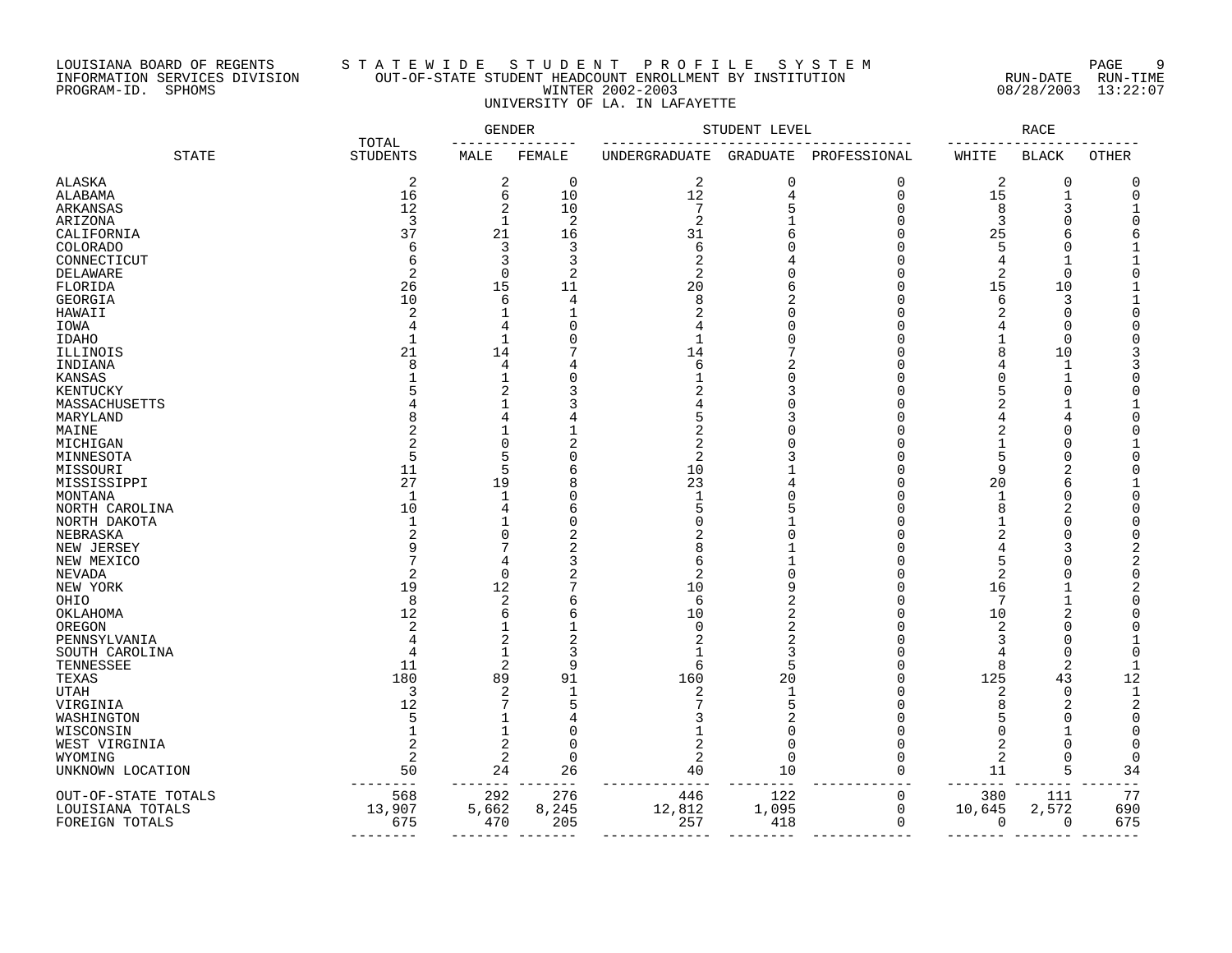LOUISIANA BOARD OF REGENTS — STATEWIDE STUDENT PROFILE SYSTEM
INFORMATION SERVICES DIVISION — OUT-OF-STATE STUDENT HEADCOUNT ENROLLMENT BY INSTITUTION — RUN-DATE 08/28/2003 RUN-TIME 13:22:07
PROGRAM-ID. SPHOMS — WINTER 2002-2003

UNIVERSITY OF LA. IN LAFAYETTE

| STATE | TOTAL STUDENTS | GENDER | | STUDENT LEVEL | | | RACE | | |
|---|---|---|---|---|---|---|---|---|---|
| | | MALE | FEMALE | UNDERGRADUATE | GRADUATE | PROFESSIONAL | WHITE | BLACK | OTHER |
| ALASKA | 2 | 2 | 0 | 2 | 0 | 0 | 2 | 0 | 0 |
| ALABAMA | 16 | 6 | 10 | 12 | 4 | 0 | 15 | 1 | 0 |
| ARKANSAS | 12 | 2 | 10 | 7 | 5 | 0 | 8 | 3 | 1 |
| ARIZONA | 3 | 1 | 2 | 2 | 1 | 0 | 3 | 0 | 0 |
| CALIFORNIA | 37 | 21 | 16 | 31 | 6 | 0 | 25 | 6 | 6 |
| COLORADO | 6 | 3 | 3 | 6 | 0 | 0 | 5 | 0 | 1 |
| CONNECTICUT | 6 | 3 | 3 | 2 | 4 | 0 | 4 | 1 | 1 |
| DELAWARE | 2 | 0 | 2 | 2 | 0 | 0 | 2 | 0 | 0 |
| FLORIDA | 26 | 15 | 11 | 20 | 6 | 0 | 15 | 10 | 1 |
| GEORGIA | 10 | 6 | 4 | 8 | 2 | 0 | 6 | 3 | 1 |
| HAWAII | 2 | 1 | 1 | 2 | 0 | 0 | 2 | 0 | 0 |
| IOWA | 4 | 4 | 0 | 4 | 0 | 0 | 4 | 0 | 0 |
| IDAHO | 1 | 1 | 0 | 1 | 0 | 0 | 1 | 0 | 0 |
| ILLINOIS | 21 | 14 | 7 | 14 | 7 | 0 | 8 | 10 | 3 |
| INDIANA | 8 | 4 | 4 | 6 | 2 | 0 | 4 | 1 | 3 |
| KANSAS | 1 | 1 | 0 | 1 | 0 | 0 | 0 | 1 | 0 |
| KENTUCKY | 5 | 2 | 3 | 2 | 3 | 0 | 5 | 0 | 0 |
| MASSACHUSETTS | 4 | 1 | 3 | 4 | 0 | 0 | 2 | 1 | 1 |
| MARYLAND | 8 | 4 | 4 | 5 | 3 | 0 | 4 | 4 | 0 |
| MAINE | 2 | 1 | 1 | 2 | 0 | 0 | 2 | 0 | 0 |
| MICHIGAN | 2 | 0 | 2 | 2 | 0 | 0 | 1 | 0 | 1 |
| MINNESOTA | 5 | 5 | 0 | 2 | 3 | 0 | 5 | 0 | 0 |
| MISSOURI | 11 | 5 | 6 | 10 | 1 | 0 | 9 | 2 | 0 |
| MISSISSIPPI | 27 | 19 | 8 | 23 | 4 | 0 | 20 | 6 | 1 |
| MONTANA | 1 | 1 | 0 | 1 | 0 | 0 | 1 | 0 | 0 |
| NORTH CAROLINA | 10 | 4 | 6 | 5 | 5 | 0 | 8 | 2 | 0 |
| NORTH DAKOTA | 1 | 1 | 0 | 0 | 1 | 0 | 1 | 0 | 0 |
| NEBRASKA | 2 | 0 | 2 | 2 | 0 | 0 | 2 | 0 | 0 |
| NEW JERSEY | 9 | 7 | 2 | 8 | 1 | 0 | 4 | 3 | 2 |
| NEW MEXICO | 7 | 4 | 3 | 6 | 1 | 0 | 5 | 0 | 2 |
| NEVADA | 2 | 0 | 2 | 2 | 0 | 0 | 2 | 0 | 0 |
| NEW YORK | 19 | 12 | 7 | 10 | 9 | 0 | 16 | 1 | 2 |
| OHIO | 8 | 2 | 6 | 6 | 2 | 0 | 7 | 1 | 0 |
| OKLAHOMA | 12 | 6 | 6 | 10 | 2 | 0 | 10 | 2 | 0 |
| OREGON | 2 | 1 | 1 | 0 | 2 | 0 | 2 | 0 | 0 |
| PENNSYLVANIA | 4 | 2 | 2 | 2 | 2 | 0 | 3 | 0 | 1 |
| SOUTH CAROLINA | 4 | 1 | 3 | 1 | 3 | 0 | 4 | 0 | 0 |
| TENNESSEE | 11 | 2 | 9 | 6 | 5 | 0 | 8 | 2 | 1 |
| TEXAS | 180 | 89 | 91 | 160 | 20 | 0 | 125 | 43 | 12 |
| UTAH | 3 | 2 | 1 | 2 | 1 | 0 | 2 | 0 | 1 |
| VIRGINIA | 12 | 7 | 5 | 7 | 5 | 0 | 8 | 2 | 2 |
| WASHINGTON | 5 | 1 | 4 | 3 | 2 | 0 | 5 | 0 | 0 |
| WISCONSIN | 1 | 1 | 0 | 1 | 0 | 0 | 0 | 1 | 0 |
| WEST VIRGINIA | 2 | 2 | 0 | 2 | 0 | 0 | 2 | 0 | 0 |
| WYOMING | 2 | 2 | 0 | 2 | 0 | 0 | 2 | 0 | 0 |
| UNKNOWN LOCATION | 50 | 24 | 26 | 40 | 10 | 0 | 11 | 5 | 34 |
| OUT-OF-STATE TOTALS | 568 | 292 | 276 | 446 | 122 | 0 | 380 | 111 | 77 |
| LOUISIANA TOTALS | 13,907 | 5,662 | 8,245 | 12,812 | 1,095 | 0 | 10,645 | 2,572 | 690 |
| FOREIGN TOTALS | 675 | 470 | 205 | 257 | 418 | 0 | 0 | 0 | 675 |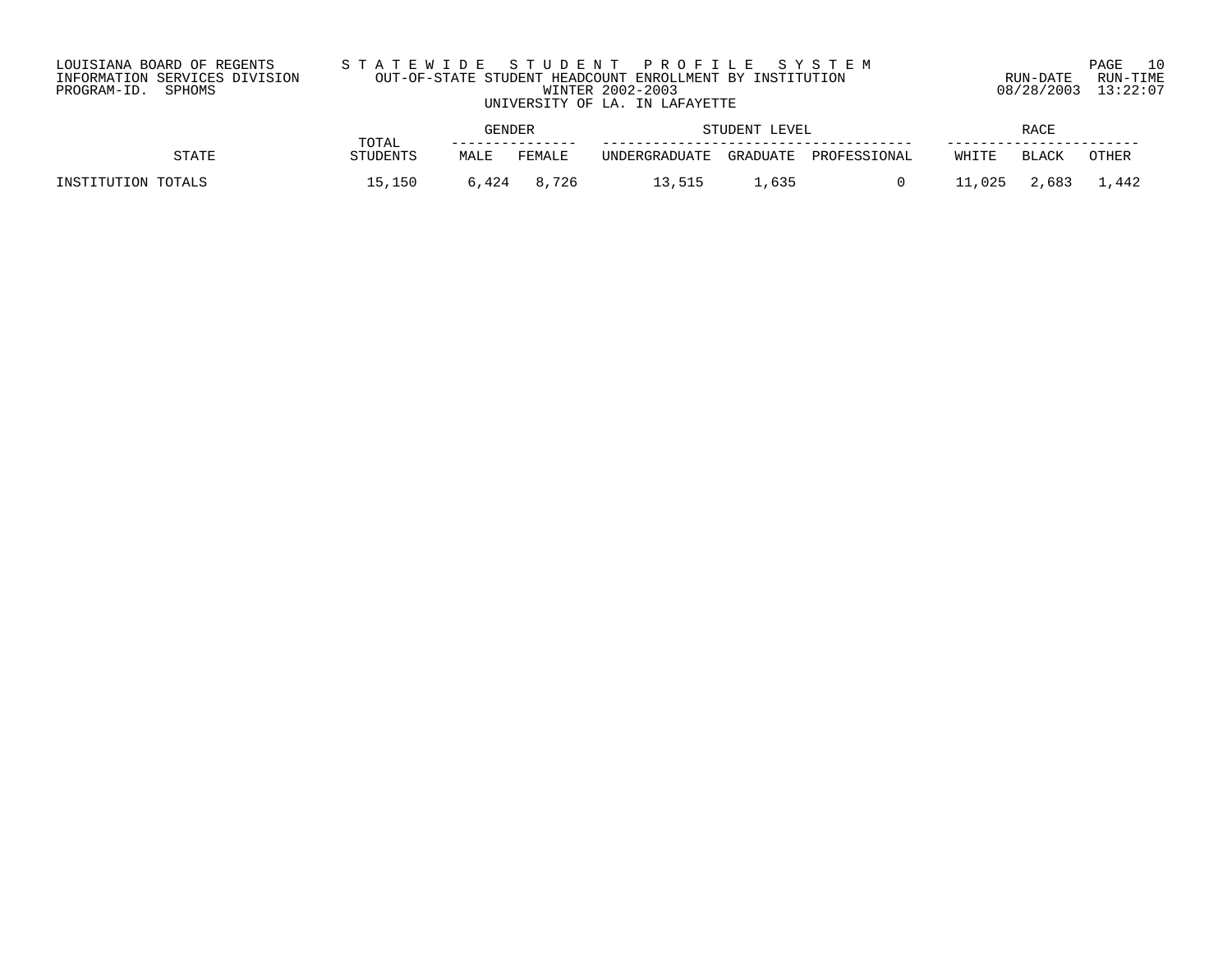LOUISIANA BOARD OF REGENTS
INFORMATION SERVICES DIVISION
PROGRAM-ID. SPHOMS

STATEWIDE STUDENT PROFILE SYSTEM
OUT-OF-STATE STUDENT HEADCOUNT ENROLLMENT BY INSTITUTION
WINTER 2002-2003
UNIVERSITY OF LA. IN LAFAYETTE

RUN-DATE 08/28/2003 RUN-TIME 13:22:07

| STATE | TOTAL STUDENTS | GENDER | | STUDENT LEVEL | | | RACE | | |
|---|---|---|---|---|---|---|---|---|---|
| | | MALE | FEMALE | UNDERGRADUATE | GRADUATE | PROFESSIONAL | WHITE | BLACK | OTHER |
| INSTITUTION TOTALS | 15,150 | 6,424 | 8,726 | 13,515 | 1,635 | 0 | 11,025 | 2,683 | 1,442 |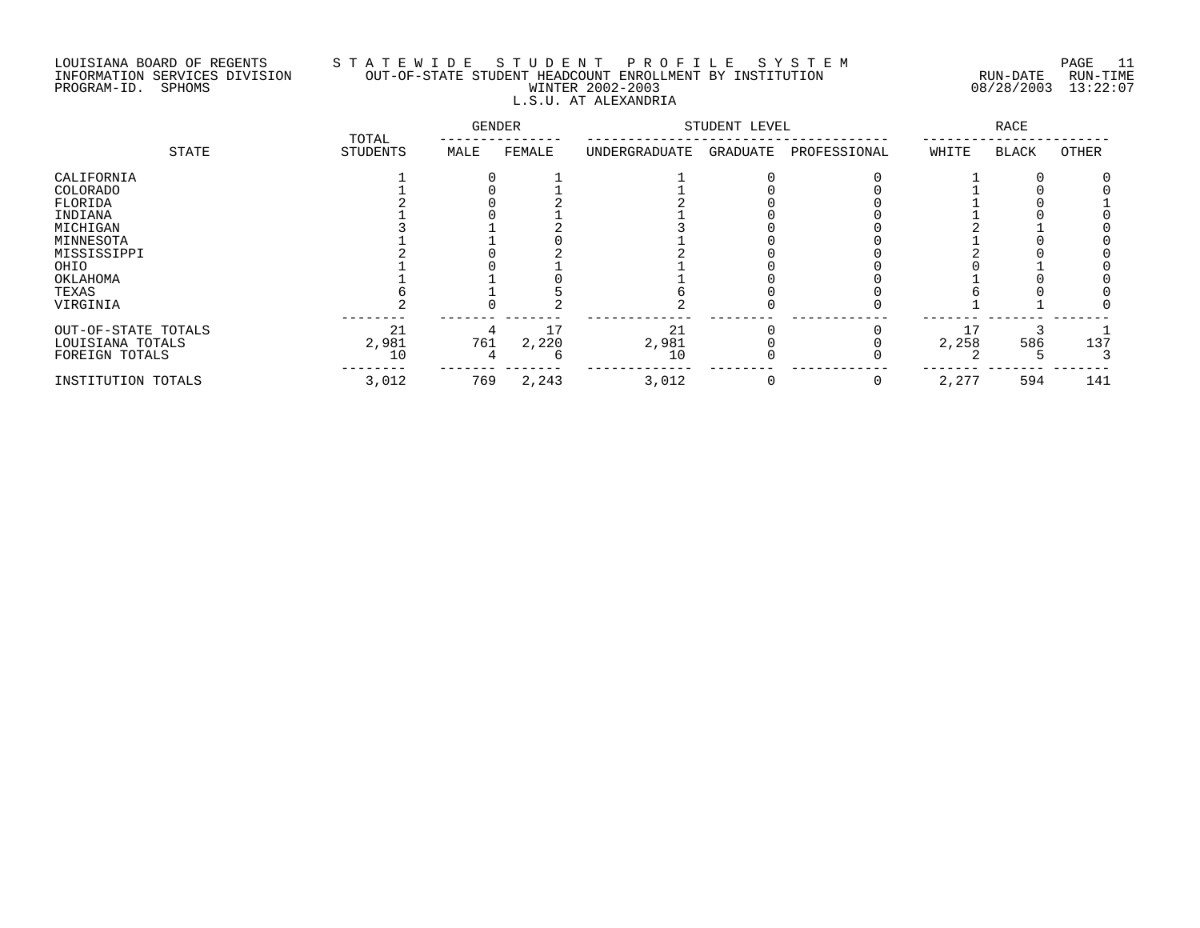LOUISIANA BOARD OF REGENTS
INFORMATION SERVICES DIVISION
PROGRAM-ID. SPHOMS

# STATEWIDE STUDENT PROFILE SYSTEM

## OUT-OF-STATE STUDENT HEADCOUNT ENROLLMENT BY INSTITUTION

WINTER 2002-2003

L.S.U. AT ALEXANDRIA

RUN-DATE 08/28/2003 RUN-TIME 13:22:07

| STATE | TOTAL STUDENTS | GENDER | | STUDENT LEVEL | | | RACE | | |
|---|---|---|---|---|---|---|---|---|---|
| | | MALE | FEMALE | UNDERGRADUATE | GRADUATE | PROFESSIONAL | WHITE | BLACK | OTHER |
| CALIFORNIA | 1 | 0 | 1 | 1 | 0 | 0 | 1 | 0 | 0 |
| COLORADO | 1 | 0 | 1 | 1 | 0 | 0 | 1 | 0 | 0 |
| FLORIDA | 2 | 0 | 2 | 2 | 0 | 0 | 1 | 0 | 1 |
| INDIANA | 1 | 0 | 1 | 1 | 0 | 0 | 1 | 0 | 0 |
| MICHIGAN | 3 | 1 | 2 | 3 | 0 | 0 | 2 | 1 | 0 |
| MINNESOTA | 1 | 1 | 0 | 1 | 0 | 0 | 1 | 0 | 0 |
| MISSISSIPPI | 2 | 0 | 2 | 2 | 0 | 0 | 2 | 0 | 0 |
| OHIO | 1 | 0 | 1 | 1 | 0 | 0 | 0 | 1 | 0 |
| OKLAHOMA | 1 | 1 | 0 | 1 | 0 | 0 | 1 | 0 | 0 |
| TEXAS | 6 | 1 | 5 | 6 | 0 | 0 | 6 | 0 | 0 |
| VIRGINIA | 2 | 0 | 2 | 2 | 0 | 0 | 1 | 1 | 0 |
| OUT-OF-STATE TOTALS | 21 | 4 | 17 | 21 | 0 | 0 | 17 | 3 | 1 |
| LOUISIANA TOTALS | 2,981 | 761 | 2,220 | 2,981 | 0 | 0 | 2,258 | 586 | 137 |
| FOREIGN TOTALS | 10 | 4 | 6 | 10 | 0 | 0 | 2 | 5 | 3 |
| INSTITUTION TOTALS | 3,012 | 769 | 2,243 | 3,012 | 0 | 0 | 2,277 | 594 | 141 |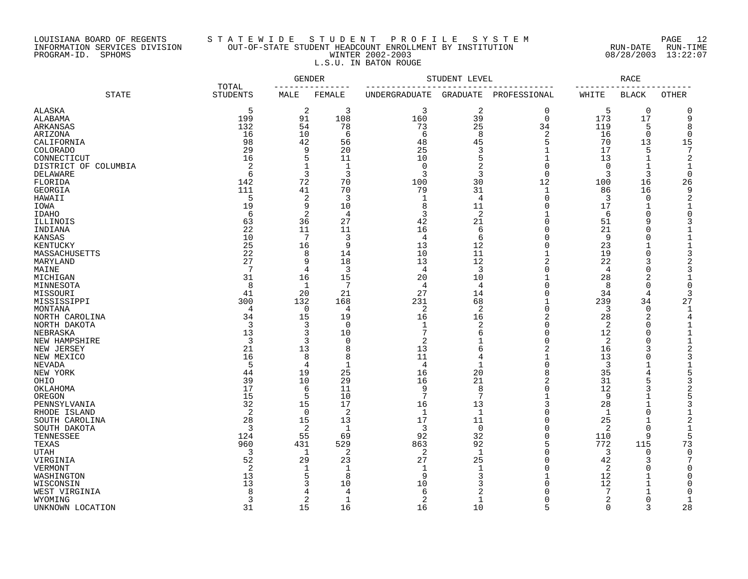LOUISIANA BOARD OF REGENTS — STATEWIDE STUDENT PROFILE SYSTEM
INFORMATION SERVICES DIVISION — OUT-OF-STATE STUDENT HEADCOUNT ENROLLMENT BY INSTITUTION — RUN-DATE 08/28/2003 RUN-TIME 13:22:07
PROGRAM-ID. SPHOMS — WINTER 2002-2003

## L.S.U. IN BATON ROUGE

| STATE | TOTAL STUDENTS | GENDER | | STUDENT LEVEL | | | RACE | | |
|---|---|---|---|---|---|---|---|---|---|
| | | MALE | FEMALE | UNDERGRADUATE | GRADUATE | PROFESSIONAL | WHITE | BLACK | OTHER |
| ALASKA | 5 | 2 | 3 | 3 | 2 | 0 | 5 | 0 | 0 |
| ALABAMA | 199 | 91 | 108 | 160 | 39 | 0 | 173 | 17 | 9 |
| ARKANSAS | 132 | 54 | 78 | 73 | 25 | 34 | 119 | 5 | 8 |
| ARIZONA | 16 | 10 | 6 | 6 | 8 | 2 | 16 | 0 | 0 |
| CALIFORNIA | 98 | 42 | 56 | 48 | 45 | 5 | 70 | 13 | 15 |
| COLORADO | 29 | 9 | 20 | 25 | 3 | 1 | 17 | 5 | 7 |
| CONNECTICUT | 16 | 5 | 11 | 10 | 5 | 1 | 13 | 1 | 2 |
| DISTRICT OF COLUMBIA | 2 | 1 | 1 | 0 | 2 | 0 | 0 | 1 | 1 |
| DELAWARE | 6 | 3 | 3 | 3 | 3 | 0 | 3 | 3 | 0 |
| FLORIDA | 142 | 72 | 70 | 100 | 30 | 12 | 100 | 16 | 26 |
| GEORGIA | 111 | 41 | 70 | 79 | 31 | 1 | 86 | 16 | 9 |
| HAWAII | 5 | 2 | 3 | 1 | 4 | 0 | 3 | 0 | 2 |
| IOWA | 19 | 9 | 10 | 8 | 11 | 0 | 17 | 1 | 1 |
| IDAHO | 6 | 2 | 4 | 3 | 2 | 1 | 6 | 0 | 0 |
| ILLINOIS | 63 | 36 | 27 | 42 | 21 | 0 | 51 | 9 | 3 |
| INDIANA | 22 | 11 | 11 | 16 | 6 | 0 | 21 | 0 | 1 |
| KANSAS | 10 | 7 | 3 | 4 | 6 | 0 | 9 | 0 | 1 |
| KENTUCKY | 25 | 16 | 9 | 13 | 12 | 0 | 23 | 1 | 1 |
| MASSACHUSETTS | 22 | 8 | 14 | 10 | 11 | 1 | 19 | 0 | 3 |
| MARYLAND | 27 | 9 | 18 | 13 | 12 | 2 | 22 | 3 | 2 |
| MAINE | 7 | 4 | 3 | 4 | 3 | 0 | 4 | 0 | 3 |
| MICHIGAN | 31 | 16 | 15 | 20 | 10 | 1 | 28 | 2 | 1 |
| MINNESOTA | 8 | 1 | 7 | 4 | 4 | 0 | 8 | 0 | 0 |
| MISSOURI | 41 | 20 | 21 | 27 | 14 | 0 | 34 | 4 | 3 |
| MISSISSIPPI | 300 | 132 | 168 | 231 | 68 | 1 | 239 | 34 | 27 |
| MONTANA | 4 | 0 | 4 | 2 | 2 | 0 | 3 | 0 | 1 |
| NORTH CAROLINA | 34 | 15 | 19 | 16 | 16 | 2 | 28 | 2 | 4 |
| NORTH DAKOTA | 3 | 3 | 0 | 1 | 2 | 0 | 2 | 0 | 1 |
| NEBRASKA | 13 | 3 | 10 | 7 | 6 | 0 | 12 | 0 | 1 |
| NEW HAMPSHIRE | 3 | 3 | 0 | 2 | 1 | 0 | 2 | 0 | 1 |
| NEW JERSEY | 21 | 13 | 8 | 13 | 6 | 2 | 16 | 3 | 2 |
| NEW MEXICO | 16 | 8 | 8 | 11 | 4 | 1 | 13 | 0 | 3 |
| NEVADA | 5 | 4 | 1 | 4 | 1 | 0 | 3 | 1 | 1 |
| NEW YORK | 44 | 19 | 25 | 16 | 20 | 8 | 35 | 4 | 5 |
| OHIO | 39 | 10 | 29 | 16 | 21 | 2 | 31 | 5 | 3 |
| OKLAHOMA | 17 | 6 | 11 | 9 | 8 | 0 | 12 | 3 | 2 |
| OREGON | 15 | 5 | 10 | 7 | 7 | 1 | 9 | 1 | 5 |
| PENNSYLVANIA | 32 | 15 | 17 | 16 | 13 | 3 | 28 | 1 | 3 |
| RHODE ISLAND | 2 | 0 | 2 | 1 | 1 | 0 | 1 | 0 | 1 |
| SOUTH CAROLINA | 28 | 15 | 13 | 17 | 11 | 0 | 25 | 1 | 2 |
| SOUTH DAKOTA | 3 | 2 | 1 | 3 | 0 | 0 | 2 | 0 | 1 |
| TENNESSEE | 124 | 55 | 69 | 92 | 32 | 0 | 110 | 9 | 5 |
| TEXAS | 960 | 431 | 529 | 863 | 92 | 5 | 772 | 115 | 73 |
| UTAH | 3 | 1 | 2 | 2 | 1 | 0 | 3 | 0 | 0 |
| VIRGINIA | 52 | 29 | 23 | 27 | 25 | 0 | 42 | 3 | 7 |
| VERMONT | 2 | 1 | 1 | 1 | 1 | 0 | 2 | 0 | 0 |
| WASHINGTON | 13 | 5 | 8 | 9 | 3 | 1 | 12 | 1 | 0 |
| WISCONSIN | 13 | 3 | 10 | 10 | 3 | 0 | 12 | 1 | 0 |
| WEST VIRGINIA | 8 | 4 | 4 | 6 | 2 | 0 | 7 | 1 | 0 |
| WYOMING | 3 | 2 | 1 | 2 | 1 | 0 | 2 | 0 | 1 |
| UNKNOWN LOCATION | 31 | 15 | 16 | 16 | 10 | 5 | 0 | 3 | 28 |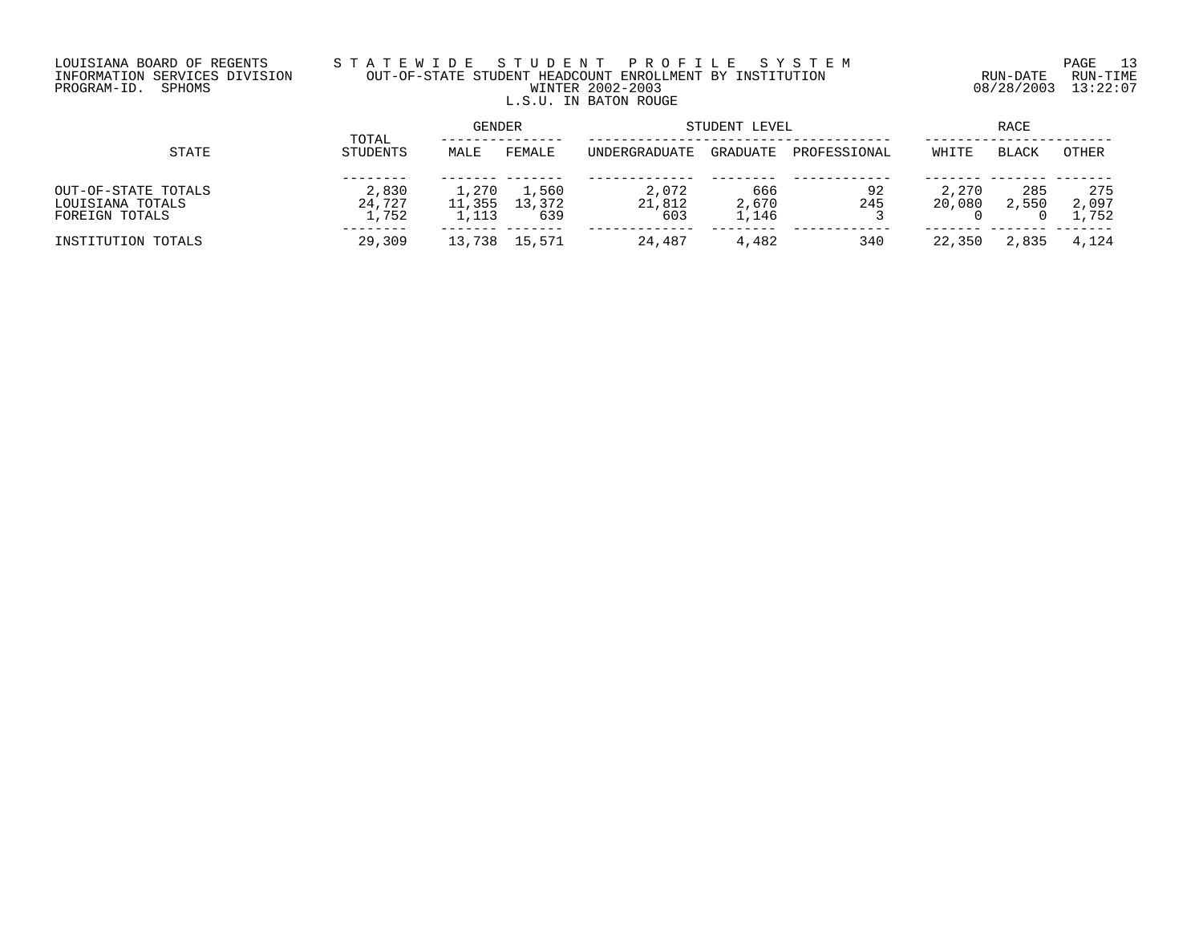LOUISIANA BOARD OF REGENTS
INFORMATION SERVICES DIVISION
PROGRAM-ID. SPHOMS

# STATEWIDE STUDENT PROFILE SYSTEM

## OUT-OF-STATE STUDENT HEADCOUNT ENROLLMENT BY INSTITUTION

WINTER 2002-2003

L.S.U. IN BATON ROUGE

RUN-DATE 08/28/2003 RUN-TIME 13:22:07

| STATE | TOTAL STUDENTS | GENDER | | STUDENT LEVEL | | | RACE | | |
|---|---|---|---|---|---|---|---|---|---|
| | | MALE | FEMALE | UNDERGRADUATE | GRADUATE | PROFESSIONAL | WHITE | BLACK | OTHER |
| OUT-OF-STATE TOTALS | 2,830 | 1,270 | 1,560 | 2,072 | 666 | 92 | 2,270 | 285 | 275 |
| LOUISIANA TOTALS | 24,727 | 11,355 | 13,372 | 21,812 | 2,670 | 245 | 20,080 | 2,550 | 2,097 |
| FOREIGN TOTALS | 1,752 | 1,113 | 639 | 603 | 1,146 | 3 | 0 | 0 | 1,752 |
| INSTITUTION TOTALS | 29,309 | 13,738 | 15,571 | 24,487 | 4,482 | 340 | 22,350 | 2,835 | 4,124 |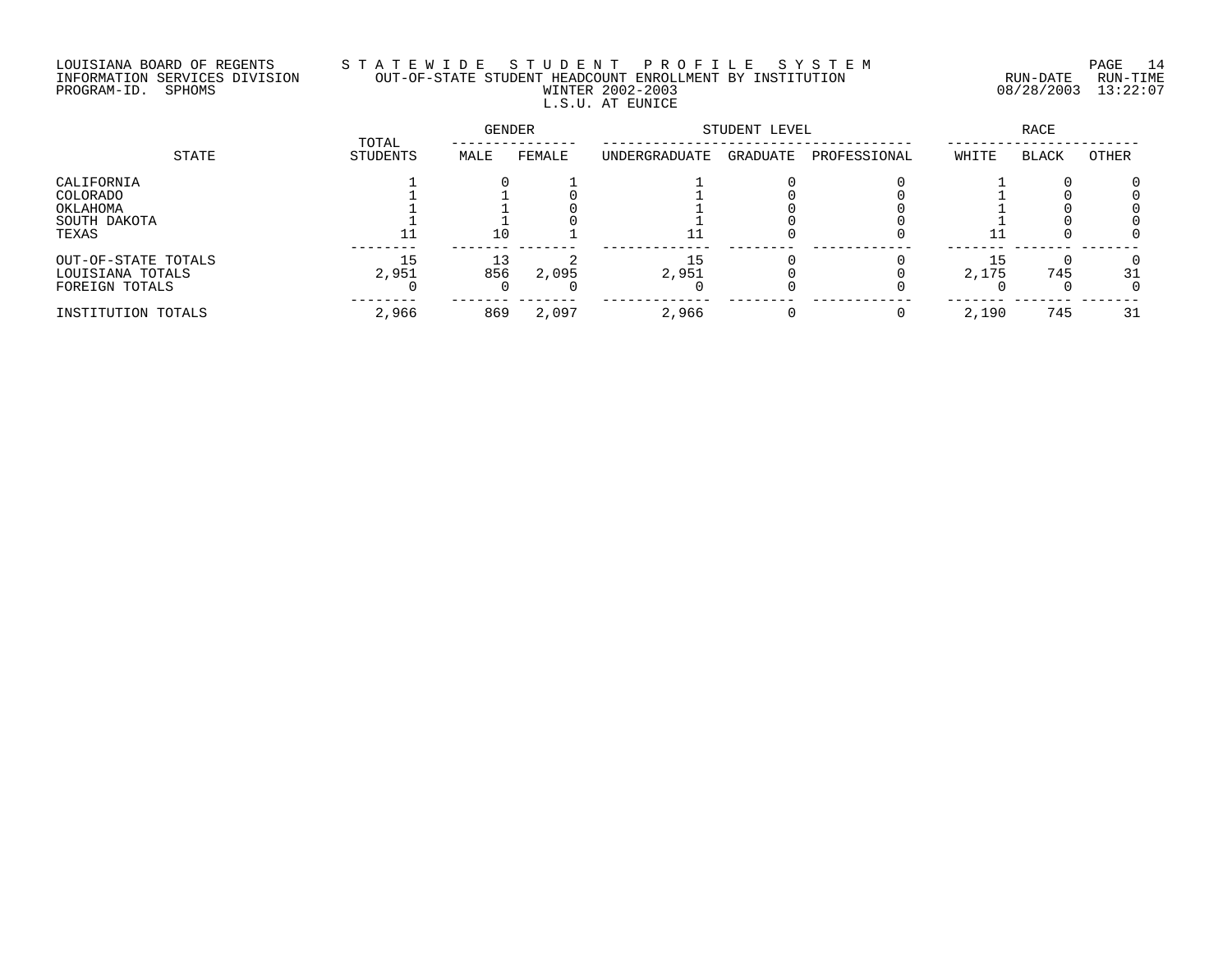LOUISIANA BOARD OF REGENTS
INFORMATION SERVICES DIVISION
PROGRAM-ID. SPHOMS

# STATEWIDE STUDENT PROFILE SYSTEM

## OUT-OF-STATE STUDENT HEADCOUNT ENROLLMENT BY INSTITUTION

WINTER 2002-2003

L.S.U. AT EUNICE

RUN-DATE 08/28/2003 RUN-TIME 13:22:07

| STATE | TOTAL STUDENTS | GENDER | | STUDENT LEVEL | | | RACE | | |
|---|---|---|---|---|---|---|---|---|---|
| | | MALE | FEMALE | UNDERGRADUATE | GRADUATE | PROFESSIONAL | WHITE | BLACK | OTHER |
| CALIFORNIA | 1 | 0 | 1 | 1 | 0 | 0 | 1 | 0 | 0 |
| COLORADO | 1 | 1 | 0 | 1 | 0 | 0 | 1 | 0 | 0 |
| OKLAHOMA | 1 | 1 | 0 | 1 | 0 | 0 | 1 | 0 | 0 |
| SOUTH DAKOTA | 1 | 1 | 0 | 1 | 0 | 0 | 1 | 0 | 0 |
| TEXAS | 11 | 10 | 1 | 11 | 0 | 0 | 11 | 0 | 0 |
| OUT-OF-STATE TOTALS | 15 | 13 | 2 | 15 | 0 | 0 | 15 | 0 | 0 |
| LOUISIANA TOTALS | 2,951 | 856 | 2,095 | 2,951 | 0 | 0 | 2,175 | 745 | 31 |
| FOREIGN TOTALS | 0 | 0 | 0 | 0 | 0 | 0 | 0 | 0 | 0 |
| INSTITUTION TOTALS | 2,966 | 869 | 2,097 | 2,966 | 0 | 0 | 2,190 | 745 | 31 |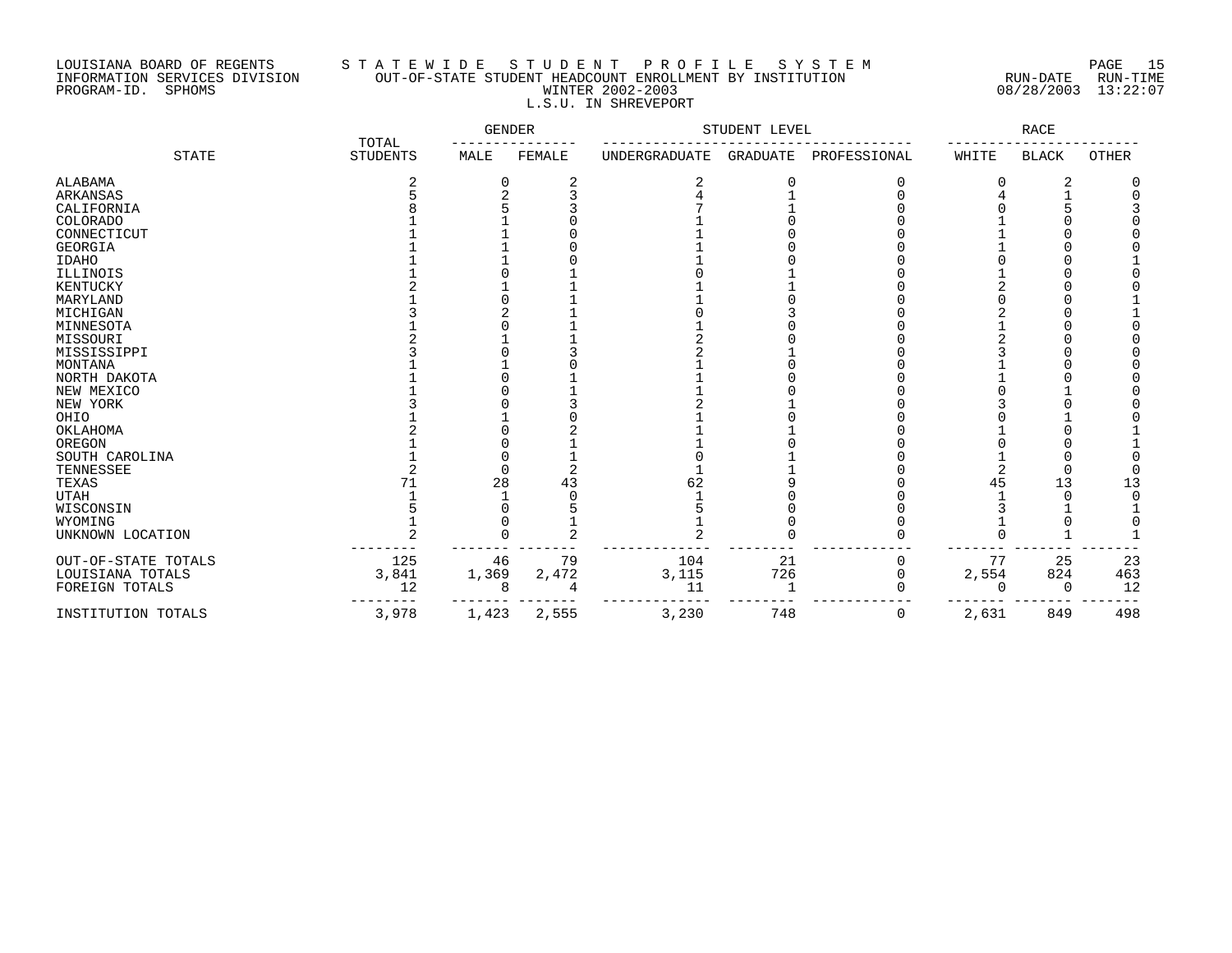LOUISIANA BOARD OF REGENTS
INFORMATION SERVICES DIVISION
PROGRAM-ID. SPHOMS

# STATEWIDE STUDENT PROFILE SYSTEM
## OUT-OF-STATE STUDENT HEADCOUNT ENROLLMENT BY INSTITUTION
### WINTER 2002-2003
### L.S.U. IN SHREVEPORT

RUN-DATE 08/28/2003 RUN-TIME 13:22:07

| STATE | TOTAL STUDENTS | GENDER | | STUDENT LEVEL | | | RACE | | |
|---|---|---|---|---|---|---|---|---|---|
| | | MALE | FEMALE | UNDERGRADUATE | GRADUATE | PROFESSIONAL | WHITE | BLACK | OTHER |
| ALABAMA | 2 | 0 | 2 | 2 | 0 | 0 | 0 | 2 | 0 |
| ARKANSAS | 5 | 2 | 3 | 4 | 1 | 0 | 4 | 1 | 0 |
| CALIFORNIA | 8 | 5 | 3 | 7 | 1 | 0 | 0 | 5 | 3 |
| COLORADO | 1 | 1 | 0 | 1 | 0 | 0 | 1 | 0 | 0 |
| CONNECTICUT | 1 | 1 | 0 | 1 | 0 | 0 | 1 | 0 | 0 |
| GEORGIA | 1 | 1 | 0 | 1 | 0 | 0 | 1 | 0 | 0 |
| IDAHO | 1 | 1 | 0 | 1 | 0 | 0 | 0 | 0 | 1 |
| ILLINOIS | 1 | 0 | 1 | 0 | 1 | 0 | 1 | 0 | 0 |
| KENTUCKY | 2 | 1 | 1 | 1 | 1 | 0 | 2 | 0 | 0 |
| MARYLAND | 1 | 0 | 1 | 1 | 0 | 0 | 0 | 0 | 1 |
| MICHIGAN | 3 | 2 | 1 | 0 | 3 | 0 | 2 | 0 | 1 |
| MINNESOTA | 1 | 0 | 1 | 1 | 0 | 0 | 1 | 0 | 0 |
| MISSOURI | 2 | 1 | 1 | 2 | 0 | 0 | 2 | 0 | 0 |
| MISSISSIPPI | 3 | 0 | 3 | 2 | 1 | 0 | 3 | 0 | 0 |
| MONTANA | 1 | 1 | 0 | 1 | 0 | 0 | 1 | 0 | 0 |
| NORTH DAKOTA | 1 | 0 | 1 | 1 | 0 | 0 | 1 | 0 | 0 |
| NEW MEXICO | 1 | 0 | 1 | 1 | 0 | 0 | 0 | 1 | 0 |
| NEW YORK | 3 | 0 | 3 | 2 | 1 | 0 | 3 | 0 | 0 |
| OHIO | 1 | 1 | 0 | 1 | 0 | 0 | 0 | 1 | 0 |
| OKLAHOMA | 2 | 0 | 2 | 1 | 1 | 0 | 1 | 0 | 1 |
| OREGON | 1 | 0 | 1 | 1 | 0 | 0 | 0 | 0 | 1 |
| SOUTH CAROLINA | 1 | 0 | 1 | 0 | 1 | 0 | 1 | 0 | 0 |
| TENNESSEE | 2 | 0 | 2 | 1 | 1 | 0 | 2 | 0 | 0 |
| TEXAS | 71 | 28 | 43 | 62 | 9 | 0 | 45 | 13 | 13 |
| UTAH | 1 | 1 | 0 | 1 | 0 | 0 | 1 | 0 | 0 |
| WISCONSIN | 5 | 0 | 5 | 5 | 0 | 0 | 3 | 1 | 1 |
| WYOMING | 1 | 0 | 1 | 1 | 0 | 0 | 1 | 0 | 0 |
| UNKNOWN LOCATION | 2 | 0 | 2 | 2 | 0 | 0 | 0 | 1 | 1 |
| OUT-OF-STATE TOTALS | 125 | 46 | 79 | 104 | 21 | 0 | 77 | 25 | 23 |
| LOUISIANA TOTALS | 3,841 | 1,369 | 2,472 | 3,115 | 726 | 0 | 2,554 | 824 | 463 |
| FOREIGN TOTALS | 12 | 8 | 4 | 11 | 1 | 0 | 0 | 0 | 12 |
| INSTITUTION TOTALS | 3,978 | 1,423 | 2,555 | 3,230 | 748 | 0 | 2,631 | 849 | 498 |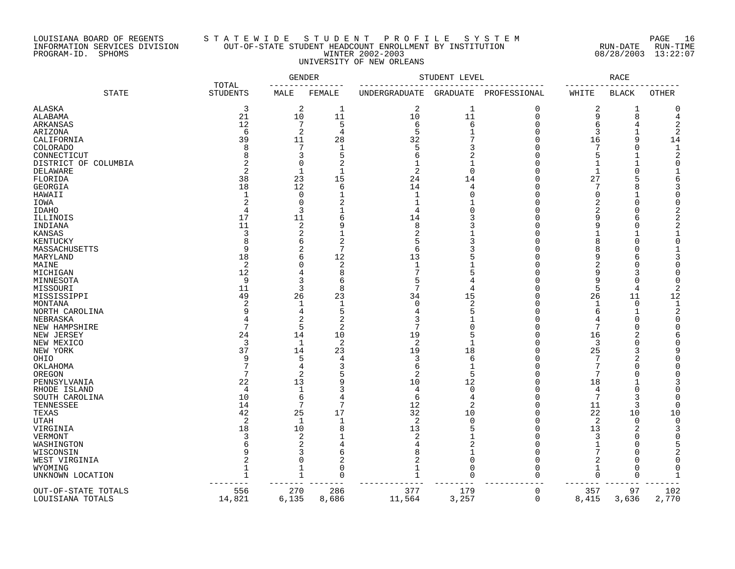LOUISIANA BOARD OF REGENTS
INFORMATION SERVICES DIVISION
PROGRAM-ID. SPHOMS

S T A T E W I D E   S T U D E N T   P R O F I L E   S Y S T E M
OUT-OF-STATE STUDENT HEADCOUNT ENROLLMENT BY INSTITUTION
WINTER 2002-2003
UNIVERSITY OF NEW ORLEANS

RUN-DATE 08/28/2003 RUN-TIME 13:22:07

| STATE | TOTAL STUDENTS | GENDER | | STUDENT LEVEL | | | RACE | | |
|---|---|---|---|---|---|---|---|---|---|
| | | MALE | FEMALE | UNDERGRADUATE | GRADUATE | PROFESSIONAL | WHITE | BLACK | OTHER |
| ALASKA | 3 | 2 | 1 | 2 | 1 | 0 | 2 | 1 | 0 |
| ALABAMA | 21 | 10 | 11 | 10 | 11 | 0 | 9 | 8 | 4 |
| ARKANSAS | 12 | 7 | 5 | 6 | 6 | 0 | 6 | 4 | 2 |
| ARIZONA | 6 | 2 | 4 | 5 | 1 | 0 | 3 | 1 | 2 |
| CALIFORNIA | 39 | 11 | 28 | 32 | 7 | 0 | 16 | 9 | 14 |
| COLORADO | 8 | 7 | 1 | 5 | 3 | 0 | 7 | 0 | 1 |
| CONNECTICUT | 8 | 3 | 5 | 6 | 2 | 0 | 5 | 1 | 2 |
| DISTRICT OF COLUMBIA | 2 | 0 | 2 | 1 | 1 | 0 | 1 | 1 | 0 |
| DELAWARE | 2 | 1 | 1 | 2 | 0 | 0 | 1 | 0 | 1 |
| FLORIDA | 38 | 23 | 15 | 24 | 14 | 0 | 27 | 5 | 6 |
| GEORGIA | 18 | 12 | 6 | 14 | 4 | 0 | 7 | 8 | 3 |
| HAWAII | 1 | 0 | 1 | 1 | 0 | 0 | 0 | 1 | 0 |
| IOWA | 2 | 0 | 2 | 1 | 1 | 0 | 2 | 0 | 0 |
| IDAHO | 4 | 3 | 1 | 4 | 0 | 0 | 2 | 0 | 2 |
| ILLINOIS | 17 | 11 | 6 | 14 | 3 | 0 | 9 | 6 | 2 |
| INDIANA | 11 | 2 | 9 | 8 | 3 | 0 | 9 | 0 | 2 |
| KANSAS | 3 | 2 | 1 | 2 | 1 | 0 | 1 | 1 | 1 |
| KENTUCKY | 8 | 6 | 2 | 5 | 3 | 0 | 8 | 0 | 0 |
| MASSACHUSETTS | 9 | 2 | 7 | 6 | 3 | 0 | 8 | 0 | 1 |
| MARYLAND | 18 | 6 | 12 | 13 | 5 | 0 | 9 | 6 | 3 |
| MAINE | 2 | 0 | 2 | 1 | 1 | 0 | 2 | 0 | 0 |
| MICHIGAN | 12 | 4 | 8 | 7 | 5 | 0 | 9 | 3 | 0 |
| MINNESOTA | 9 | 3 | 6 | 5 | 4 | 0 | 9 | 0 | 0 |
| MISSOURI | 11 | 3 | 8 | 7 | 4 | 0 | 5 | 4 | 2 |
| MISSISSIPPI | 49 | 26 | 23 | 34 | 15 | 0 | 26 | 11 | 12 |
| MONTANA | 2 | 1 | 1 | 0 | 2 | 0 | 1 | 0 | 1 |
| NORTH CAROLINA | 9 | 4 | 5 | 4 | 5 | 0 | 6 | 1 | 2 |
| NEBRASKA | 4 | 2 | 2 | 3 | 1 | 0 | 4 | 0 | 0 |
| NEW HAMPSHIRE | 7 | 5 | 2 | 7 | 0 | 0 | 7 | 0 | 0 |
| NEW JERSEY | 24 | 14 | 10 | 19 | 5 | 0 | 16 | 2 | 6 |
| NEW MEXICO | 3 | 1 | 2 | 2 | 1 | 0 | 3 | 0 | 0 |
| NEW YORK | 37 | 14 | 23 | 19 | 18 | 0 | 25 | 3 | 9 |
| OHIO | 9 | 5 | 4 | 3 | 6 | 0 | 7 | 2 | 0 |
| OKLAHOMA | 7 | 4 | 3 | 6 | 1 | 0 | 7 | 0 | 0 |
| OREGON | 7 | 2 | 5 | 2 | 5 | 0 | 7 | 0 | 0 |
| PENNSYLVANIA | 22 | 13 | 9 | 10 | 12 | 0 | 18 | 1 | 3 |
| RHODE ISLAND | 4 | 1 | 3 | 4 | 0 | 0 | 4 | 0 | 0 |
| SOUTH CAROLINA | 10 | 6 | 4 | 6 | 4 | 0 | 7 | 3 | 0 |
| TENNESSEE | 14 | 7 | 7 | 12 | 2 | 0 | 11 | 3 | 0 |
| TEXAS | 42 | 25 | 17 | 32 | 10 | 0 | 22 | 10 | 10 |
| UTAH | 2 | 1 | 1 | 2 | 0 | 0 | 2 | 0 | 0 |
| VIRGINIA | 18 | 10 | 8 | 13 | 5 | 0 | 13 | 2 | 3 |
| VERMONT | 3 | 2 | 1 | 2 | 1 | 0 | 3 | 0 | 0 |
| WASHINGTON | 6 | 2 | 4 | 4 | 2 | 0 | 1 | 0 | 5 |
| WISCONSIN | 9 | 3 | 6 | 8 | 1 | 0 | 7 | 0 | 2 |
| WEST VIRGINIA | 2 | 0 | 2 | 2 | 0 | 0 | 2 | 0 | 0 |
| WYOMING | 1 | 1 | 0 | 1 | 0 | 0 | 1 | 0 | 0 |
| UNKNOWN LOCATION | 1 | 1 | 0 | 1 | 0 | 0 | 0 | 0 | 1 |
| OUT-OF-STATE TOTALS | 556 | 270 | 286 | 377 | 179 | 0 | 357 | 97 | 102 |
| LOUISIANA TOTALS | 14,821 | 6,135 | 8,686 | 11,564 | 3,257 | 0 | 8,415 | 3,636 | 2,770 |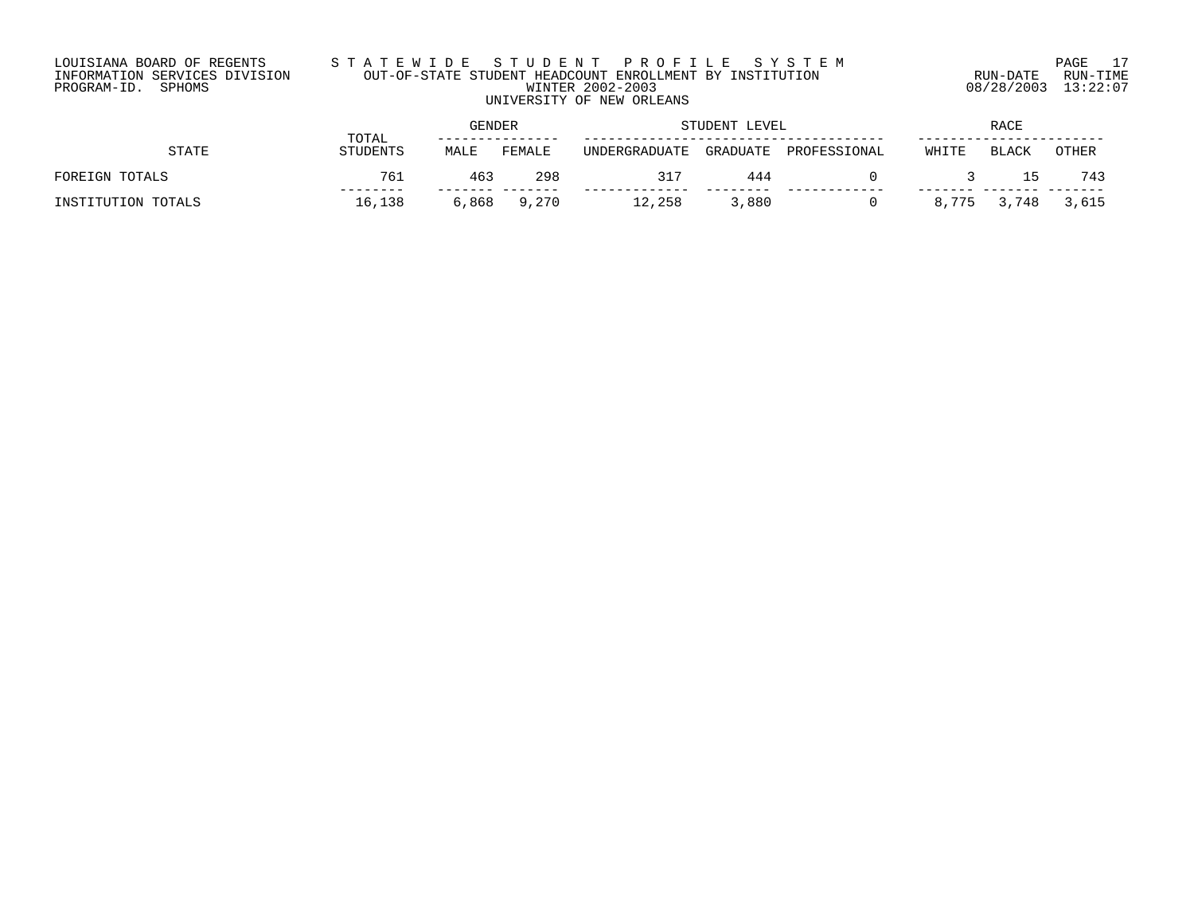LOUISIANA BOARD OF REGENTS
INFORMATION SERVICES DIVISION
PROGRAM-ID. SPHOMS

# STATEWIDE STUDENT PROFILE SYSTEM

## OUT-OF-STATE STUDENT HEADCOUNT ENROLLMENT BY INSTITUTION

WINTER 2002-2003

UNIVERSITY OF NEW ORLEANS

RUN-DATE 08/28/2003 RUN-TIME 13:22:07

| STATE | TOTAL STUDENTS | GENDER | | STUDENT LEVEL | | | RACE | | |
|---|---|---|---|---|---|---|---|---|---|
| | | MALE | FEMALE | UNDERGRADUATE | GRADUATE | PROFESSIONAL | WHITE | BLACK | OTHER |
| FOREIGN TOTALS | 761 | 463 | 298 | 317 | 444 | 0 | 3 | 15 | 743 |
| INSTITUTION TOTALS | 16,138 | 6,868 | 9,270 | 12,258 | 3,880 | 0 | 8,775 | 3,748 | 3,615 |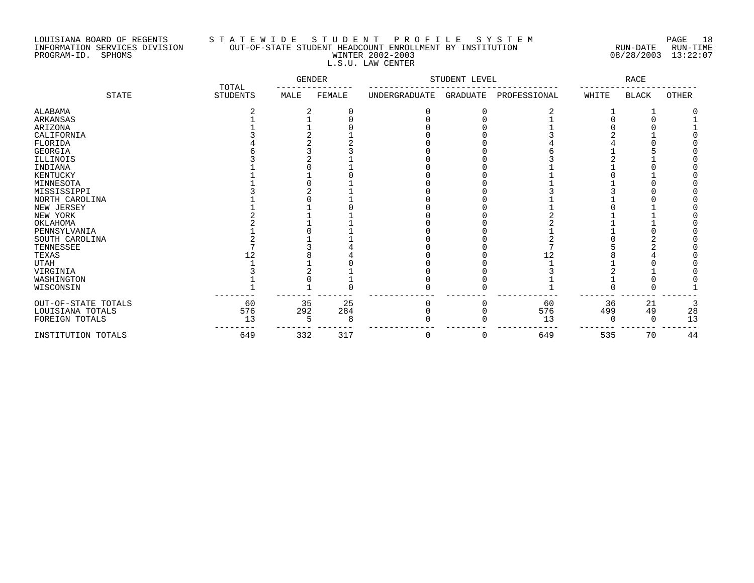LOUISIANA BOARD OF REGENTS
INFORMATION SERVICES DIVISION
PROGRAM-ID. SPHOMS

S T A T E W I D E   S T U D E N T   P R O F I L E   S Y S T E M
OUT-OF-STATE STUDENT HEADCOUNT ENROLLMENT BY INSTITUTION
WINTER 2002-2003
L.S.U. LAW CENTER

RUN-DATE 08/28/2003   RUN-TIME 13:22:07

| STATE | TOTAL STUDENTS | GENDER | | STUDENT LEVEL | | | RACE | | |
|---|---|---|---|---|---|---|---|---|---|
| | | MALE | FEMALE | UNDERGRADUATE | GRADUATE | PROFESSIONAL | WHITE | BLACK | OTHER |
| ALABAMA | 2 | 2 | 0 | 0 | 0 | 2 | 1 | 1 | 0 |
| ARKANSAS | 1 | 1 | 0 | 0 | 0 | 1 | 0 | 0 | 1 |
| ARIZONA | 1 | 1 | 0 | 0 | 0 | 1 | 0 | 0 | 1 |
| CALIFORNIA | 3 | 2 | 1 | 0 | 0 | 3 | 2 | 1 | 0 |
| FLORIDA | 4 | 2 | 2 | 0 | 0 | 4 | 4 | 0 | 0 |
| GEORGIA | 6 | 3 | 3 | 0 | 0 | 6 | 1 | 5 | 0 |
| ILLINOIS | 3 | 2 | 1 | 0 | 0 | 3 | 2 | 1 | 0 |
| INDIANA | 1 | 0 | 1 | 0 | 0 | 1 | 1 | 0 | 0 |
| KENTUCKY | 1 | 1 | 0 | 0 | 0 | 1 | 0 | 1 | 0 |
| MINNESOTA | 1 | 0 | 1 | 0 | 0 | 1 | 1 | 0 | 0 |
| MISSISSIPPI | 3 | 2 | 1 | 0 | 0 | 3 | 3 | 0 | 0 |
| NORTH CAROLINA | 1 | 0 | 1 | 0 | 0 | 1 | 1 | 0 | 0 |
| NEW JERSEY | 1 | 1 | 0 | 0 | 0 | 1 | 0 | 1 | 0 |
| NEW YORK | 2 | 1 | 1 | 0 | 0 | 2 | 1 | 1 | 0 |
| OKLAHOMA | 2 | 1 | 1 | 0 | 0 | 2 | 1 | 1 | 0 |
| PENNSYLVANIA | 1 | 0 | 1 | 0 | 0 | 1 | 1 | 0 | 0 |
| SOUTH CAROLINA | 2 | 1 | 1 | 0 | 0 | 2 | 0 | 2 | 0 |
| TENNESSEE | 7 | 3 | 4 | 0 | 0 | 7 | 5 | 2 | 0 |
| TEXAS | 12 | 8 | 4 | 0 | 0 | 12 | 8 | 4 | 0 |
| UTAH | 1 | 1 | 0 | 0 | 0 | 1 | 1 | 0 | 0 |
| VIRGINIA | 3 | 2 | 1 | 0 | 0 | 3 | 2 | 1 | 0 |
| WASHINGTON | 1 | 0 | 1 | 0 | 0 | 1 | 1 | 0 | 0 |
| WISCONSIN | 1 | 1 | 0 | 0 | 0 | 1 | 0 | 0 | 1 |
| OUT-OF-STATE TOTALS | 60 | 35 | 25 | 0 | 0 | 60 | 36 | 21 | 3 |
| LOUISIANA TOTALS | 576 | 292 | 284 | 0 | 0 | 576 | 499 | 49 | 28 |
| FOREIGN TOTALS | 13 | 5 | 8 | 0 | 0 | 13 | 0 | 0 | 13 |
| INSTITUTION TOTALS | 649 | 332 | 317 | 0 | 0 | 649 | 535 | 70 | 44 |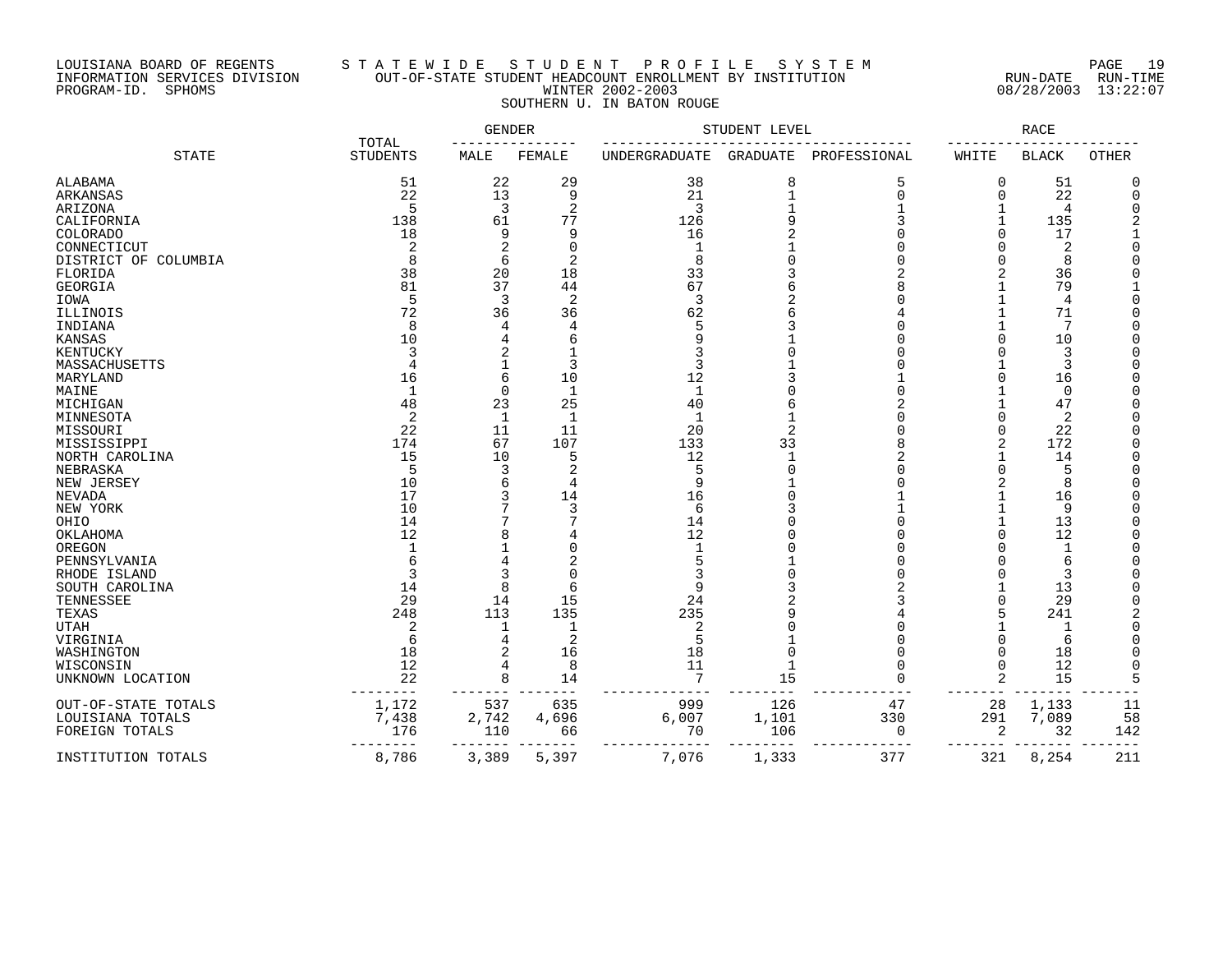LOUISIANA BOARD OF REGENTS — STATEWIDE STUDENT PROFILE SYSTEM
INFORMATION SERVICES DIVISION — OUT-OF-STATE STUDENT HEADCOUNT ENROLLMENT BY INSTITUTION — RUN-DATE 08/28/2003 RUN-TIME 13:22:07
PROGRAM-ID. SPHOMS — WINTER 2002-2003

SOUTHERN U. IN BATON ROUGE

| STATE | TOTAL STUDENTS | GENDER | | STUDENT LEVEL | | | RACE | | |
|---|---|---|---|---|---|---|---|---|---|
| | | MALE | FEMALE | UNDERGRADUATE | GRADUATE | PROFESSIONAL | WHITE | BLACK | OTHER |
| ALABAMA | 51 | 22 | 29 | 38 | 8 | 5 | 0 | 51 | 0 |
| ARKANSAS | 22 | 13 | 9 | 21 | 1 | 0 | 0 | 22 | 0 |
| ARIZONA | 5 | 3 | 2 | 3 | 1 | 1 | 1 | 4 | 0 |
| CALIFORNIA | 138 | 61 | 77 | 126 | 9 | 3 | 1 | 135 | 2 |
| COLORADO | 18 | 9 | 9 | 16 | 2 | 0 | 0 | 17 | 1 |
| CONNECTICUT | 2 | 2 | 0 | 1 | 1 | 0 | 0 | 2 | 0 |
| DISTRICT OF COLUMBIA | 8 | 6 | 2 | 8 | 0 | 0 | 0 | 8 | 0 |
| FLORIDA | 38 | 20 | 18 | 33 | 3 | 2 | 2 | 36 | 0 |
| GEORGIA | 81 | 37 | 44 | 67 | 6 | 8 | 1 | 79 | 1 |
| IOWA | 5 | 3 | 2 | 3 | 2 | 0 | 1 | 4 | 0 |
| ILLINOIS | 72 | 36 | 36 | 62 | 6 | 4 | 1 | 71 | 0 |
| INDIANA | 8 | 4 | 4 | 5 | 3 | 0 | 1 | 7 | 0 |
| KANSAS | 10 | 4 | 6 | 9 | 1 | 0 | 0 | 10 | 0 |
| KENTUCKY | 3 | 2 | 1 | 3 | 0 | 0 | 0 | 3 | 0 |
| MASSACHUSETTS | 4 | 1 | 3 | 3 | 1 | 0 | 1 | 3 | 0 |
| MARYLAND | 16 | 6 | 10 | 12 | 3 | 1 | 0 | 16 | 0 |
| MAINE | 1 | 0 | 1 | 1 | 0 | 0 | 1 | 0 | 0 |
| MICHIGAN | 48 | 23 | 25 | 40 | 6 | 2 | 1 | 47 | 0 |
| MINNESOTA | 2 | 1 | 1 | 1 | 1 | 0 | 0 | 2 | 0 |
| MISSOURI | 22 | 11 | 11 | 20 | 2 | 0 | 0 | 22 | 0 |
| MISSISSIPPI | 174 | 67 | 107 | 133 | 33 | 8 | 2 | 172 | 0 |
| NORTH CAROLINA | 15 | 10 | 5 | 12 | 1 | 2 | 1 | 14 | 0 |
| NEBRASKA | 5 | 3 | 2 | 5 | 0 | 0 | 0 | 5 | 0 |
| NEW JERSEY | 10 | 6 | 4 | 9 | 1 | 0 | 2 | 8 | 0 |
| NEVADA | 17 | 3 | 14 | 16 | 0 | 1 | 1 | 16 | 0 |
| NEW YORK | 10 | 7 | 3 | 6 | 3 | 1 | 1 | 9 | 0 |
| OHIO | 14 | 7 | 7 | 14 | 0 | 0 | 1 | 13 | 0 |
| OKLAHOMA | 12 | 8 | 4 | 12 | 0 | 0 | 0 | 12 | 0 |
| OREGON | 1 | 1 | 0 | 1 | 0 | 0 | 0 | 1 | 0 |
| PENNSYLVANIA | 6 | 4 | 2 | 5 | 1 | 0 | 0 | 6 | 0 |
| RHODE ISLAND | 3 | 3 | 0 | 3 | 0 | 0 | 0 | 3 | 0 |
| SOUTH CAROLINA | 14 | 8 | 6 | 9 | 3 | 2 | 1 | 13 | 0 |
| TENNESSEE | 29 | 14 | 15 | 24 | 2 | 3 | 0 | 29 | 0 |
| TEXAS | 248 | 113 | 135 | 235 | 9 | 4 | 5 | 241 | 2 |
| UTAH | 2 | 1 | 1 | 2 | 0 | 0 | 1 | 1 | 0 |
| VIRGINIA | 6 | 4 | 2 | 5 | 1 | 0 | 0 | 6 | 0 |
| WASHINGTON | 18 | 2 | 16 | 18 | 0 | 0 | 0 | 18 | 0 |
| WISCONSIN | 12 | 4 | 8 | 11 | 1 | 0 | 0 | 12 | 0 |
| UNKNOWN LOCATION | 22 | 8 | 14 | 7 | 15 | 0 | 2 | 15 | 5 |
| OUT-OF-STATE TOTALS | 1,172 | 537 | 635 | 999 | 126 | 47 | 28 | 1,133 | 11 |
| LOUISIANA TOTALS | 7,438 | 2,742 | 4,696 | 6,007 | 1,101 | 330 | 291 | 7,089 | 58 |
| FOREIGN TOTALS | 176 | 110 | 66 | 70 | 106 | 0 | 2 | 32 | 142 |
| INSTITUTION TOTALS | 8,786 | 3,389 | 5,397 | 7,076 | 1,333 | 377 | 321 | 8,254 | 211 |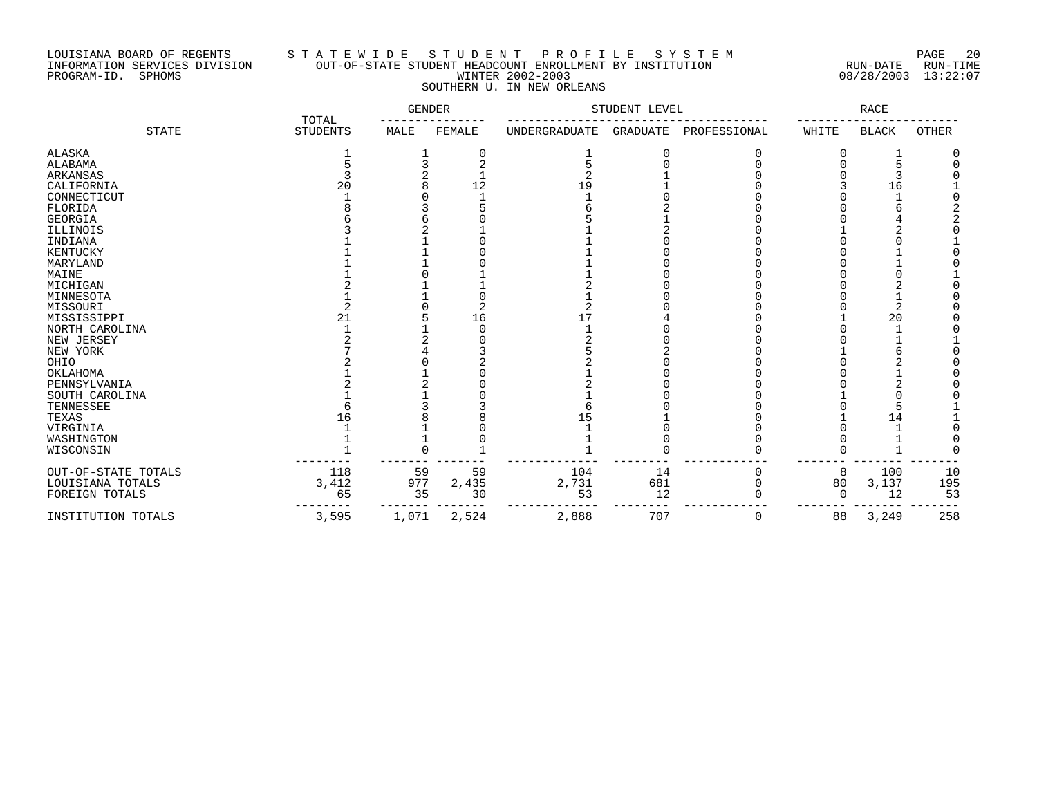LOUISIANA BOARD OF REGENTS
INFORMATION SERVICES DIVISION
PROGRAM-ID. SPHOMS

# STATEWIDE STUDENT PROFILE SYSTEM

OUT-OF-STATE STUDENT HEADCOUNT ENROLLMENT BY INSTITUTION
WINTER 2002-2003
SOUTHERN U. IN NEW ORLEANS

RUN-DATE 08/28/2003 RUN-TIME 13:22:07

| STATE | TOTAL STUDENTS | GENDER | | STUDENT LEVEL | | | RACE | | |
|---|---|---|---|---|---|---|---|---|---|
| | | MALE | FEMALE | UNDERGRADUATE | GRADUATE | PROFESSIONAL | WHITE | BLACK | OTHER |
| ALASKA | 1 | 1 | 0 | 1 | 0 | 0 | 0 | 1 | 0 |
| ALABAMA | 5 | 3 | 2 | 5 | 0 | 0 | 0 | 5 | 0 |
| ARKANSAS | 3 | 2 | 1 | 2 | 1 | 0 | 0 | 3 | 0 |
| CALIFORNIA | 20 | 8 | 12 | 19 | 1 | 0 | 3 | 16 | 1 |
| CONNECTICUT | 1 | 0 | 1 | 1 | 0 | 0 | 0 | 1 | 0 |
| FLORIDA | 8 | 3 | 5 | 6 | 2 | 0 | 0 | 6 | 2 |
| GEORGIA | 6 | 6 | 0 | 5 | 1 | 0 | 0 | 4 | 2 |
| ILLINOIS | 3 | 2 | 1 | 1 | 2 | 0 | 1 | 2 | 0 |
| INDIANA | 1 | 1 | 0 | 1 | 0 | 0 | 0 | 0 | 1 |
| KENTUCKY | 1 | 1 | 0 | 1 | 0 | 0 | 0 | 1 | 0 |
| MARYLAND | 1 | 1 | 0 | 1 | 0 | 0 | 0 | 1 | 0 |
| MAINE | 1 | 0 | 1 | 1 | 0 | 0 | 0 | 0 | 1 |
| MICHIGAN | 2 | 1 | 1 | 2 | 0 | 0 | 0 | 2 | 0 |
| MINNESOTA | 1 | 1 | 0 | 1 | 0 | 0 | 0 | 1 | 0 |
| MISSOURI | 2 | 0 | 2 | 2 | 0 | 0 | 0 | 2 | 0 |
| MISSISSIPPI | 21 | 5 | 16 | 17 | 4 | 0 | 1 | 20 | 0 |
| NORTH CAROLINA | 1 | 1 | 0 | 1 | 0 | 0 | 0 | 1 | 0 |
| NEW JERSEY | 2 | 2 | 0 | 2 | 0 | 0 | 0 | 1 | 1 |
| NEW YORK | 7 | 4 | 3 | 5 | 2 | 0 | 1 | 6 | 0 |
| OHIO | 2 | 0 | 2 | 2 | 0 | 0 | 0 | 2 | 0 |
| OKLAHOMA | 1 | 1 | 0 | 1 | 0 | 0 | 0 | 1 | 0 |
| PENNSYLVANIA | 2 | 2 | 0 | 2 | 0 | 0 | 0 | 2 | 0 |
| SOUTH CAROLINA | 1 | 1 | 0 | 1 | 0 | 0 | 1 | 0 | 0 |
| TENNESSEE | 6 | 3 | 3 | 6 | 0 | 0 | 0 | 5 | 1 |
| TEXAS | 16 | 8 | 8 | 15 | 1 | 0 | 1 | 14 | 1 |
| VIRGINIA | 1 | 1 | 0 | 1 | 0 | 0 | 0 | 1 | 0 |
| WASHINGTON | 1 | 1 | 0 | 1 | 0 | 0 | 0 | 1 | 0 |
| WISCONSIN | 1 | 0 | 1 | 1 | 0 | 0 | 0 | 1 | 0 |
| OUT-OF-STATE TOTALS | 118 | 59 | 59 | 104 | 14 | 0 | 8 | 100 | 10 |
| LOUISIANA TOTALS | 3,412 | 977 | 2,435 | 2,731 | 681 | 0 | 80 | 3,137 | 195 |
| FOREIGN TOTALS | 65 | 35 | 30 | 53 | 12 | 0 | 0 | 12 | 53 |
| INSTITUTION TOTALS | 3,595 | 1,071 | 2,524 | 2,888 | 707 | 0 | 88 | 3,249 | 258 |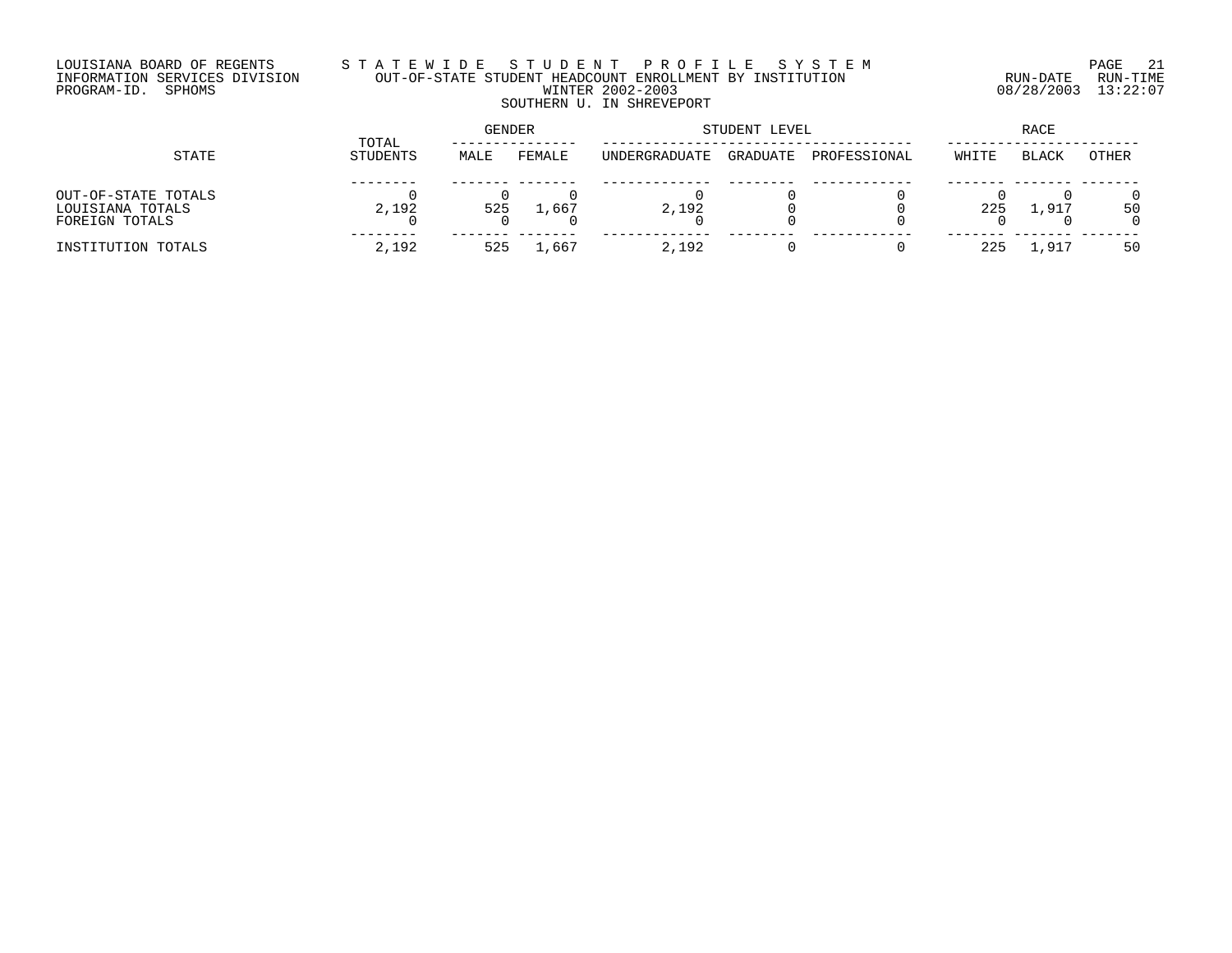LOUISIANA BOARD OF REGENTS
INFORMATION SERVICES DIVISION
PROGRAM-ID. SPHOMS

STATEWIDE STUDENT PROFILE SYSTEM
OUT-OF-STATE STUDENT HEADCOUNT ENROLLMENT BY INSTITUTION
WINTER 2002-2003
SOUTHERN U. IN SHREVEPORT

RUN-DATE 08/28/2003 RUN-TIME 13:22:07

| STATE | TOTAL STUDENTS | GENDER | | STUDENT LEVEL | | | RACE | | |
|---|---|---|---|---|---|---|---|---|---|
| | | MALE | FEMALE | UNDERGRADUATE | GRADUATE | PROFESSIONAL | WHITE | BLACK | OTHER |
| OUT-OF-STATE TOTALS | 0 | 0 | 0 | 0 | 0 | 0 | 0 | 0 | 0 |
| LOUISIANA TOTALS | 2,192 | 525 | 1,667 | 2,192 | 0 | 0 | 225 | 1,917 | 50 |
| FOREIGN TOTALS | 0 | 0 | 0 | 0 | 0 | 0 | 0 | 0 | 0 |
| INSTITUTION TOTALS | 2,192 | 525 | 1,667 | 2,192 | 0 | 0 | 225 | 1,917 | 50 |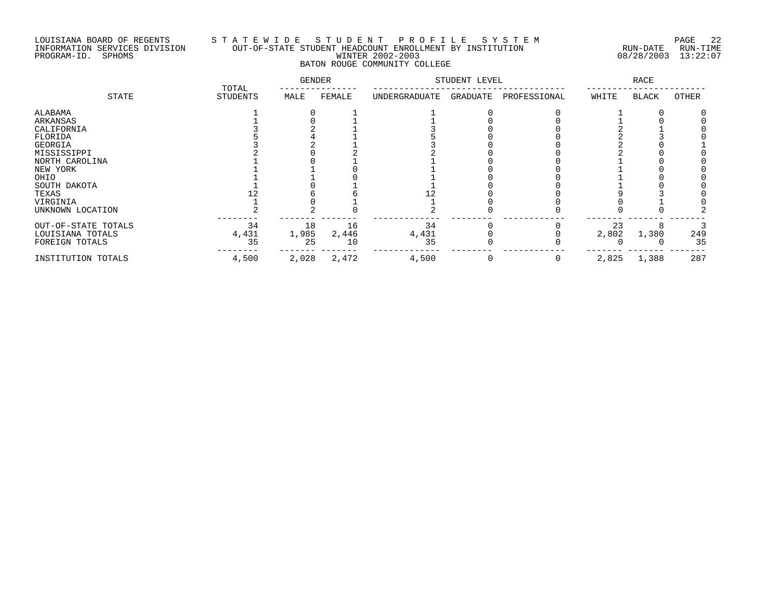LOUISIANA BOARD OF REGENTS
INFORMATION SERVICES DIVISION
PROGRAM-ID. SPHOMS

# S T A T E W I D E   S T U D E N T   P R O F I L E   S Y S T E M

## OUT-OF-STATE STUDENT HEADCOUNT ENROLLMENT BY INSTITUTION

### WINTER 2002-2003

### BATON ROUGE COMMUNITY COLLEGE

RUN-DATE 08/28/2003 RUN-TIME 13:22:07

| STATE | TOTAL STUDENTS | GENDER | | STUDENT LEVEL | | | RACE | | |
|---|---|---|---|---|---|---|---|---|---|
| | | MALE | FEMALE | UNDERGRADUATE | GRADUATE | PROFESSIONAL | WHITE | BLACK | OTHER |
| ALABAMA | 1 | 0 | 1 | 1 | 0 | 0 | 1 | 0 | 0 |
| ARKANSAS | 1 | 0 | 1 | 1 | 0 | 0 | 1 | 0 | 0 |
| CALIFORNIA | 3 | 2 | 1 | 3 | 0 | 0 | 2 | 1 | 0 |
| FLORIDA | 5 | 4 | 1 | 5 | 0 | 0 | 2 | 3 | 0 |
| GEORGIA | 3 | 2 | 1 | 3 | 0 | 0 | 2 | 0 | 1 |
| MISSISSIPPI | 2 | 0 | 2 | 2 | 0 | 0 | 2 | 0 | 0 |
| NORTH CAROLINA | 1 | 0 | 1 | 1 | 0 | 0 | 1 | 0 | 0 |
| NEW YORK | 1 | 1 | 0 | 1 | 0 | 0 | 1 | 0 | 0 |
| OHIO | 1 | 1 | 0 | 1 | 0 | 0 | 1 | 0 | 0 |
| SOUTH DAKOTA | 1 | 0 | 1 | 1 | 0 | 0 | 1 | 0 | 0 |
| TEXAS | 12 | 6 | 6 | 12 | 0 | 0 | 9 | 3 | 0 |
| VIRGINIA | 1 | 0 | 1 | 1 | 0 | 0 | 0 | 1 | 0 |
| UNKNOWN LOCATION | 2 | 2 | 0 | 2 | 0 | 0 | 0 | 0 | 2 |
| OUT-OF-STATE TOTALS | 34 | 18 | 16 | 34 | 0 | 0 | 23 | 8 | 3 |
| LOUISIANA TOTALS | 4,431 | 1,985 | 2,446 | 4,431 | 0 | 0 | 2,802 | 1,380 | 249 |
| FOREIGN TOTALS | 35 | 25 | 10 | 35 | 0 | 0 | 0 | 0 | 35 |
| INSTITUTION TOTALS | 4,500 | 2,028 | 2,472 | 4,500 | 0 | 0 | 2,825 | 1,388 | 287 |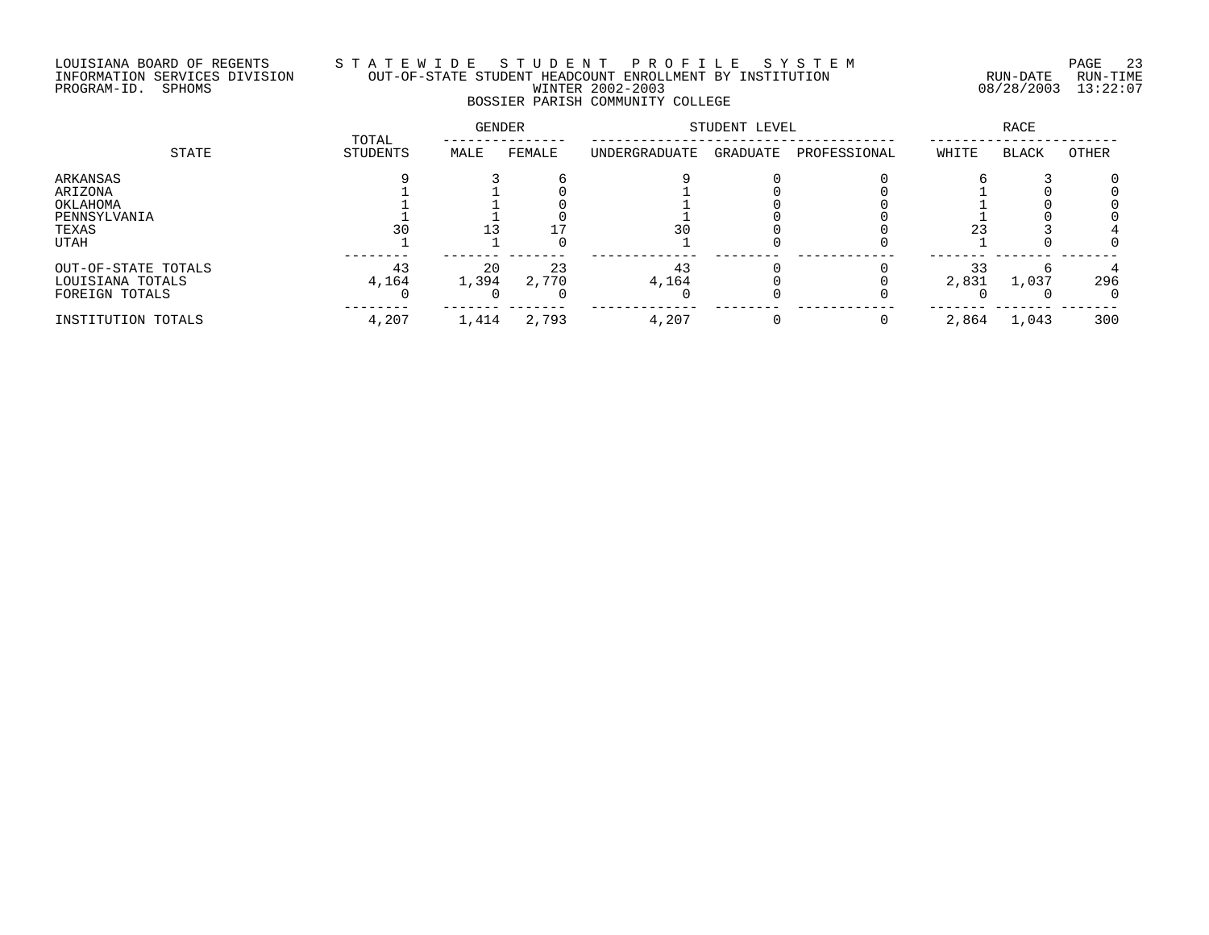LOUISIANA BOARD OF REGENTS
INFORMATION SERVICES DIVISION
PROGRAM-ID. SPHOMS

# S T A T E W I D E   S T U D E N T   P R O F I L E   S Y S T E M

## OUT-OF-STATE STUDENT HEADCOUNT ENROLLMENT BY INSTITUTION
WINTER 2002-2003
BOSSIER PARISH COMMUNITY COLLEGE

RUN-DATE 08/28/2003 RUN-TIME 13:22:07

| STATE | TOTAL STUDENTS | GENDER | | STUDENT LEVEL | | | RACE | | |
|---|---|---|---|---|---|---|---|---|---|
| | | MALE | FEMALE | UNDERGRADUATE | GRADUATE | PROFESSIONAL | WHITE | BLACK | OTHER |
| ARKANSAS | 9 | 3 | 6 | 9 | 0 | 0 | 6 | 3 | 0 |
| ARIZONA | 1 | 1 | 0 | 1 | 0 | 0 | 1 | 0 | 0 |
| OKLAHOMA | 1 | 1 | 0 | 1 | 0 | 0 | 1 | 0 | 0 |
| PENNSYLVANIA | 1 | 1 | 0 | 1 | 0 | 0 | 1 | 0 | 0 |
| TEXAS | 30 | 13 | 17 | 30 | 0 | 0 | 23 | 3 | 4 |
| UTAH | 1 | 1 | 0 | 1 | 0 | 0 | 1 | 0 | 0 |
| OUT-OF-STATE TOTALS | 43 | 20 | 23 | 43 | 0 | 0 | 33 | 6 | 4 |
| LOUISIANA TOTALS | 4,164 | 1,394 | 2,770 | 4,164 | 0 | 0 | 2,831 | 1,037 | 296 |
| FOREIGN TOTALS | 0 | 0 | 0 | 0 | 0 | 0 | 0 | 0 | 0 |
| INSTITUTION TOTALS | 4,207 | 1,414 | 2,793 | 4,207 | 0 | 0 | 2,864 | 1,043 | 300 |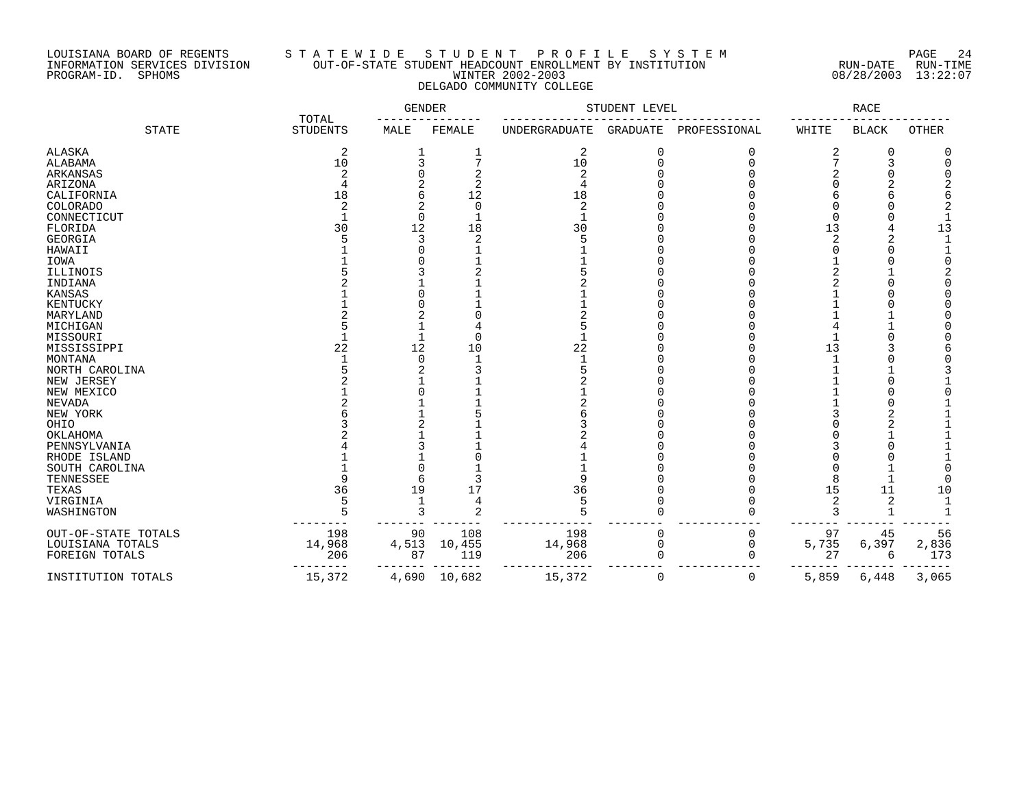LOUISIANA BOARD OF REGENTS — STATEWIDE STUDENT PROFILE SYSTEM
INFORMATION SERVICES DIVISION — OUT-OF-STATE STUDENT HEADCOUNT ENROLLMENT BY INSTITUTION
PROGRAM-ID. SPHOMS — WINTER 2002-2003 — RUN-DATE 08/28/2003 RUN-TIME 13:22:07

DELGADO COMMUNITY COLLEGE

| STATE | TOTAL STUDENTS | GENDER | | STUDENT LEVEL | | | RACE | | |
|---|---|---|---|---|---|---|---|---|---|
| | | MALE | FEMALE | UNDERGRADUATE | GRADUATE | PROFESSIONAL | WHITE | BLACK | OTHER |
| ALASKA | 2 | 1 | 1 | 2 | 0 | 0 | 2 | 0 | 0 |
| ALABAMA | 10 | 3 | 7 | 10 | 0 | 0 | 7 | 3 | 0 |
| ARKANSAS | 2 | 0 | 2 | 2 | 0 | 0 | 2 | 0 | 0 |
| ARIZONA | 4 | 2 | 2 | 4 | 0 | 0 | 0 | 2 | 2 |
| CALIFORNIA | 18 | 6 | 12 | 18 | 0 | 0 | 6 | 6 | 6 |
| COLORADO | 2 | 2 | 0 | 2 | 0 | 0 | 0 | 0 | 2 |
| CONNECTICUT | 1 | 0 | 1 | 1 | 0 | 0 | 0 | 0 | 1 |
| FLORIDA | 30 | 12 | 18 | 30 | 0 | 0 | 13 | 4 | 13 |
| GEORGIA | 5 | 3 | 2 | 5 | 0 | 0 | 2 | 2 | 1 |
| HAWAII | 1 | 0 | 1 | 1 | 0 | 0 | 0 | 0 | 1 |
| IOWA | 1 | 0 | 1 | 1 | 0 | 0 | 1 | 0 | 0 |
| ILLINOIS | 5 | 3 | 2 | 5 | 0 | 0 | 2 | 1 | 2 |
| INDIANA | 2 | 1 | 1 | 2 | 0 | 0 | 2 | 0 | 0 |
| KANSAS | 1 | 0 | 1 | 1 | 0 | 0 | 1 | 0 | 0 |
| KENTUCKY | 1 | 0 | 1 | 1 | 0 | 0 | 1 | 0 | 0 |
| MARYLAND | 2 | 2 | 0 | 2 | 0 | 0 | 1 | 1 | 0 |
| MICHIGAN | 5 | 1 | 4 | 5 | 0 | 0 | 4 | 1 | 0 |
| MISSOURI | 1 | 1 | 0 | 1 | 0 | 0 | 1 | 0 | 0 |
| MISSISSIPPI | 22 | 12 | 10 | 22 | 0 | 0 | 13 | 3 | 6 |
| MONTANA | 1 | 0 | 1 | 1 | 0 | 0 | 1 | 0 | 0 |
| NORTH CAROLINA | 5 | 2 | 3 | 5 | 0 | 0 | 1 | 1 | 3 |
| NEW JERSEY | 2 | 1 | 1 | 2 | 0 | 0 | 1 | 0 | 1 |
| NEW MEXICO | 1 | 0 | 1 | 1 | 0 | 0 | 1 | 0 | 0 |
| NEVADA | 2 | 1 | 1 | 2 | 0 | 0 | 1 | 0 | 1 |
| NEW YORK | 6 | 1 | 5 | 6 | 0 | 0 | 3 | 2 | 1 |
| OHIO | 3 | 2 | 1 | 3 | 0 | 0 | 0 | 2 | 1 |
| OKLAHOMA | 2 | 1 | 1 | 2 | 0 | 0 | 0 | 1 | 1 |
| PENNSYLVANIA | 4 | 3 | 1 | 4 | 0 | 0 | 3 | 0 | 1 |
| RHODE ISLAND | 1 | 1 | 0 | 1 | 0 | 0 | 0 | 0 | 1 |
| SOUTH CAROLINA | 1 | 0 | 1 | 1 | 0 | 0 | 0 | 1 | 0 |
| TENNESSEE | 9 | 6 | 3 | 9 | 0 | 0 | 8 | 1 | 0 |
| TEXAS | 36 | 19 | 17 | 36 | 0 | 0 | 15 | 11 | 10 |
| VIRGINIA | 5 | 1 | 4 | 5 | 0 | 0 | 2 | 2 | 1 |
| WASHINGTON | 5 | 3 | 2 | 5 | 0 | 0 | 3 | 1 | 1 |
| OUT-OF-STATE TOTALS | 198 | 90 | 108 | 198 | 0 | 0 | 97 | 45 | 56 |
| LOUISIANA TOTALS | 14,968 | 4,513 | 10,455 | 14,968 | 0 | 0 | 5,735 | 6,397 | 2,836 |
| FOREIGN TOTALS | 206 | 87 | 119 | 206 | 0 | 0 | 27 | 6 | 173 |
| INSTITUTION TOTALS | 15,372 | 4,690 | 10,682 | 15,372 | 0 | 0 | 5,859 | 6,448 | 3,065 |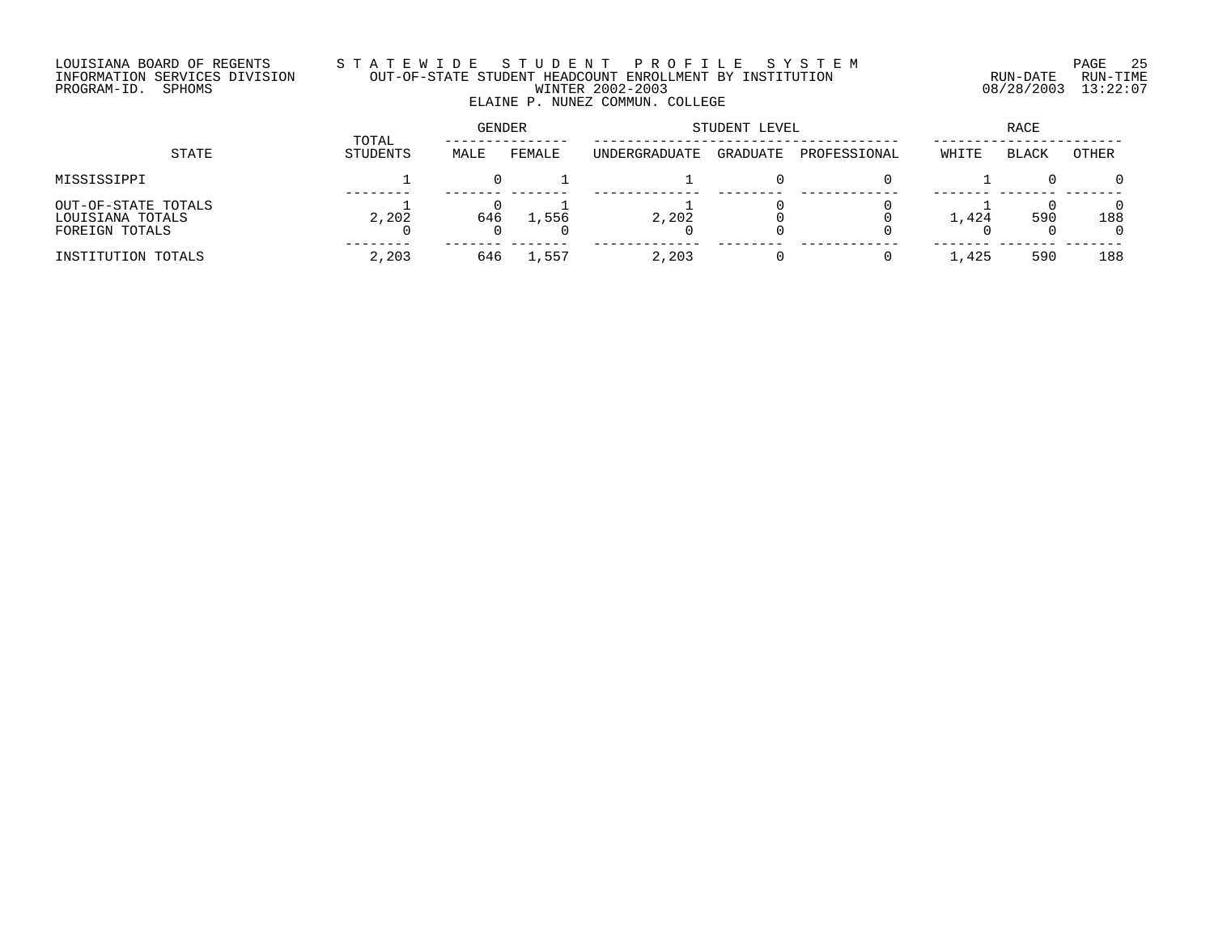LOUISIANA BOARD OF REGENTS
INFORMATION SERVICES DIVISION
PROGRAM-ID. SPHOMS

# S T A T E W I D E   S T U D E N T   P R O F I L E   S Y S T E M

OUT-OF-STATE STUDENT HEADCOUNT ENROLLMENT BY INSTITUTION
WINTER 2002-2003
ELAINE P. NUNEZ COMMUN. COLLEGE

RUN-DATE 08/28/2003 RUN-TIME 13:22:07

| STATE | TOTAL STUDENTS | GENDER | | STUDENT LEVEL | | | RACE | | |
|---|---|---|---|---|---|---|---|---|---|
| | | MALE | FEMALE | UNDERGRADUATE | GRADUATE | PROFESSIONAL | WHITE | BLACK | OTHER |
| MISSISSIPPI | 1 | 0 | 1 | 1 | 0 | 0 | 1 | 0 | 0 |
| OUT-OF-STATE TOTALS | 1 | 0 | 1 | 1 | 0 | 0 | 1 | 0 | 0 |
| LOUISIANA TOTALS | 2,202 | 646 | 1,556 | 2,202 | 0 | 0 | 1,424 | 590 | 188 |
| FOREIGN TOTALS | 0 | 0 | 0 | 0 | 0 | 0 | 0 | 0 | 0 |
| INSTITUTION TOTALS | 2,203 | 646 | 1,557 | 2,203 | 0 | 0 | 1,425 | 590 | 188 |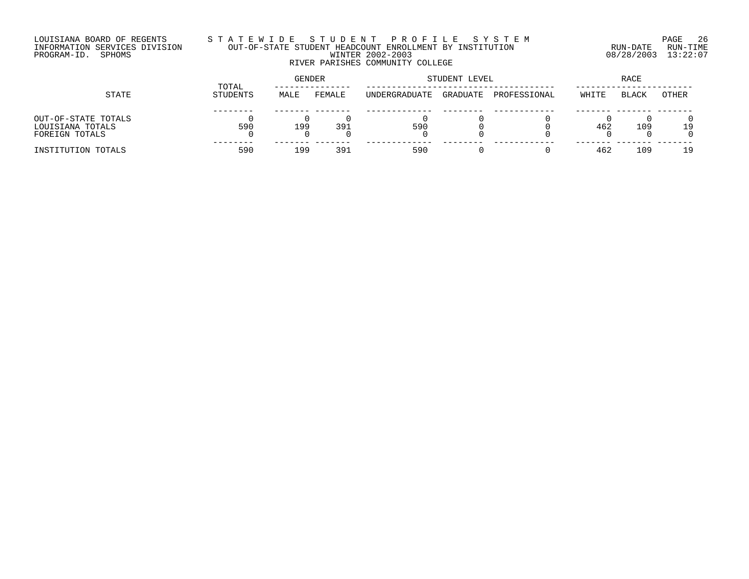LOUISIANA BOARD OF REGENTS
INFORMATION SERVICES DIVISION
PROGRAM-ID. SPHOMS

STATEWIDE STUDENT PROFILE SYSTEM
OUT-OF-STATE STUDENT HEADCOUNT ENROLLMENT BY INSTITUTION
WINTER 2002-2003
RIVER PARISHES COMMUNITY COLLEGE

RUN-DATE 08/28/2003 RUN-TIME 13:22:07

| STATE | TOTAL STUDENTS | GENDER | | STUDENT LEVEL | | | RACE | | |
|---|---|---|---|---|---|---|---|---|---|
| | | MALE | FEMALE | UNDERGRADUATE | GRADUATE | PROFESSIONAL | WHITE | BLACK | OTHER |
| OUT-OF-STATE TOTALS | 0 | 0 | 0 | 0 | 0 | 0 | 0 | 0 | 0 |
| LOUISIANA TOTALS | 590 | 199 | 391 | 590 | 0 | 0 | 462 | 109 | 19 |
| FOREIGN TOTALS | 0 | 0 | 0 | 0 | 0 | 0 | 0 | 0 | 0 |
| INSTITUTION TOTALS | 590 | 199 | 391 | 590 | 0 | 0 | 462 | 109 | 19 |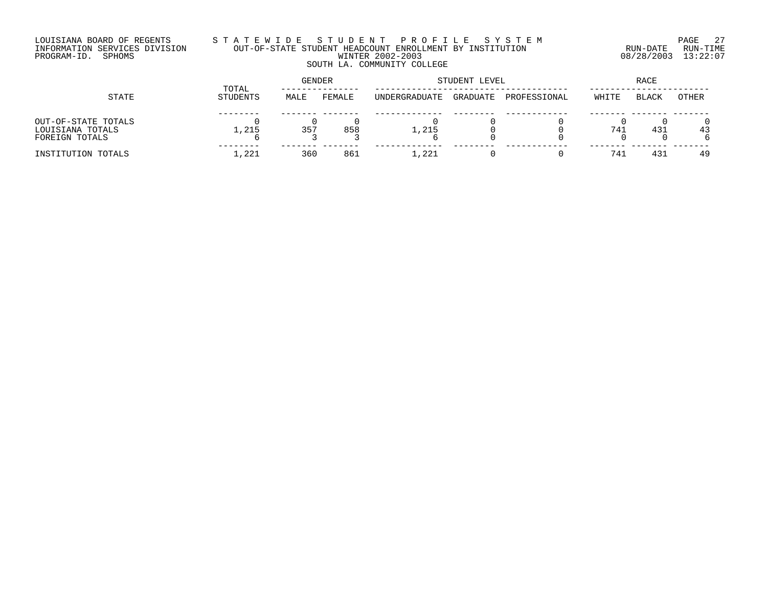LOUISIANA BOARD OF REGENTS
INFORMATION SERVICES DIVISION
PROGRAM-ID. SPHOMS

S T A T E W I D E   S T U D E N T   P R O F I L E   S Y S T E M
OUT-OF-STATE STUDENT HEADCOUNT ENROLLMENT BY INSTITUTION
WINTER 2002-2003
SOUTH LA. COMMUNITY COLLEGE

RUN-DATE 08/28/2003 RUN-TIME 13:22:07

| STATE | TOTAL STUDENTS | GENDER | | STUDENT LEVEL | | | RACE | | |
|---|---|---|---|---|---|---|---|---|---|
| | | MALE | FEMALE | UNDERGRADUATE | GRADUATE | PROFESSIONAL | WHITE | BLACK | OTHER |
| OUT-OF-STATE TOTALS | 0 | 0 | 0 | 0 | 0 | 0 | 0 | 0 | 0 |
| LOUISIANA TOTALS | 1,215 | 357 | 858 | 1,215 | 0 | 0 | 741 | 431 | 43 |
| FOREIGN TOTALS | 6 | 3 | 3 | 6 | 0 | 0 | 0 | 0 | 6 |
| INSTITUTION TOTALS | 1,221 | 360 | 861 | 1,221 | 0 | 0 | 741 | 431 | 49 |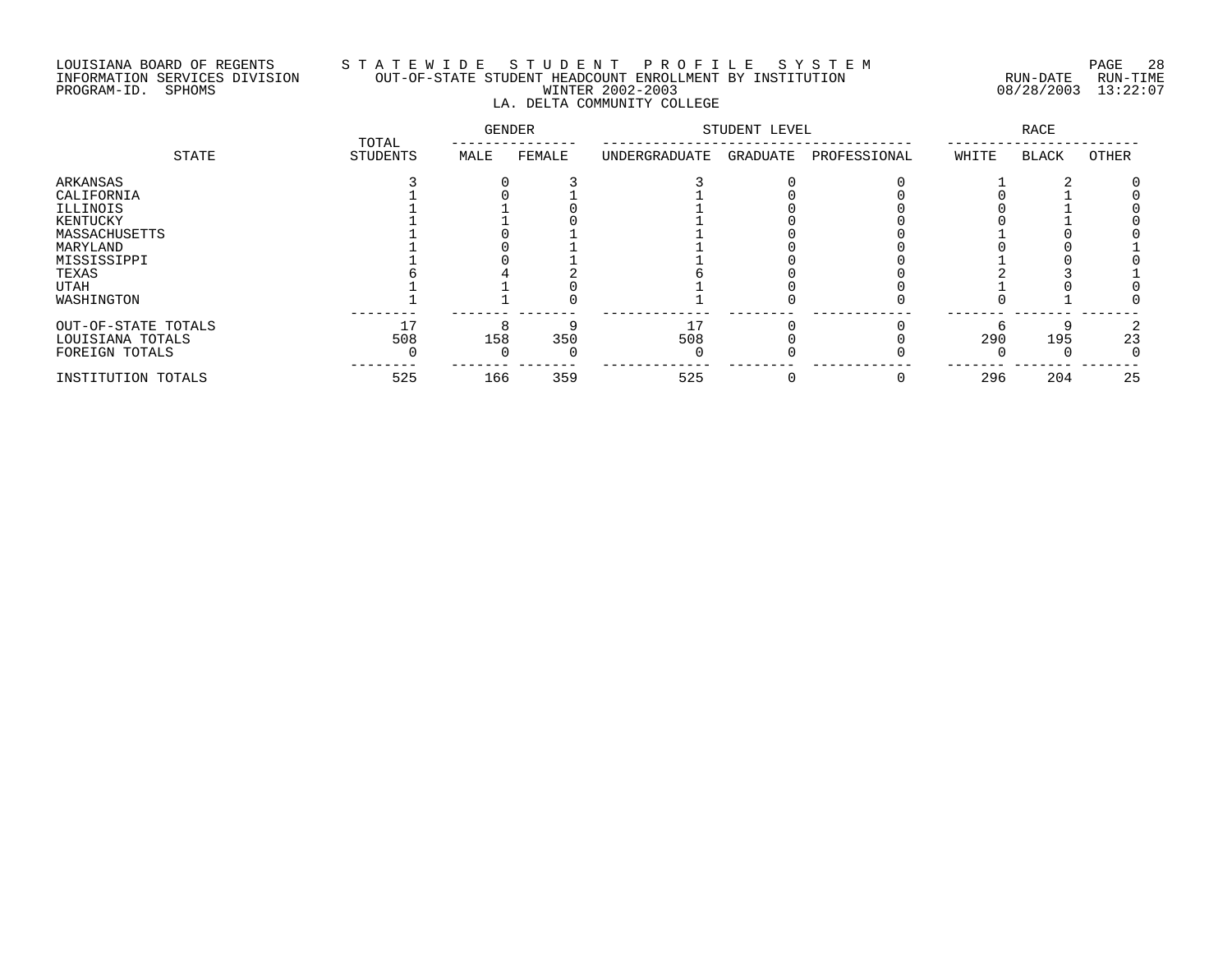LOUISIANA BOARD OF REGENTS
INFORMATION SERVICES DIVISION
PROGRAM-ID. SPHOMS

# STATEWIDE STUDENT PROFILE SYSTEM

## OUT-OF-STATE STUDENT HEADCOUNT ENROLLMENT BY INSTITUTION

WINTER 2002-2003

LA. DELTA COMMUNITY COLLEGE

RUN-DATE 08/28/2003 RUN-TIME 13:22:07

| STATE | TOTAL STUDENTS | GENDER | | STUDENT LEVEL | | | RACE | | |
|---|---|---|---|---|---|---|---|---|---|
| | | MALE | FEMALE | UNDERGRADUATE | GRADUATE | PROFESSIONAL | WHITE | BLACK | OTHER |
| ARKANSAS | 3 | 0 | 3 | 3 | 0 | 0 | 1 | 2 | 0 |
| CALIFORNIA | 1 | 0 | 1 | 1 | 0 | 0 | 0 | 1 | 0 |
| ILLINOIS | 1 | 1 | 0 | 1 | 0 | 0 | 0 | 1 | 0 |
| KENTUCKY | 1 | 1 | 0 | 1 | 0 | 0 | 0 | 1 | 0 |
| MASSACHUSETTS | 1 | 0 | 1 | 1 | 0 | 0 | 1 | 0 | 0 |
| MARYLAND | 1 | 0 | 1 | 1 | 0 | 0 | 0 | 0 | 1 |
| MISSISSIPPI | 1 | 0 | 1 | 1 | 0 | 0 | 1 | 0 | 0 |
| TEXAS | 6 | 4 | 2 | 6 | 0 | 0 | 2 | 3 | 1 |
| UTAH | 1 | 1 | 0 | 1 | 0 | 0 | 1 | 0 | 0 |
| WASHINGTON | 1 | 1 | 0 | 1 | 0 | 0 | 0 | 1 | 0 |
| OUT-OF-STATE TOTALS | 17 | 8 | 9 | 17 | 0 | 0 | 6 | 9 | 2 |
| LOUISIANA TOTALS | 508 | 158 | 350 | 508 | 0 | 0 | 290 | 195 | 23 |
| FOREIGN TOTALS | 0 | 0 | 0 | 0 | 0 | 0 | 0 | 0 | 0 |
| INSTITUTION TOTALS | 525 | 166 | 359 | 525 | 0 | 0 | 296 | 204 | 25 |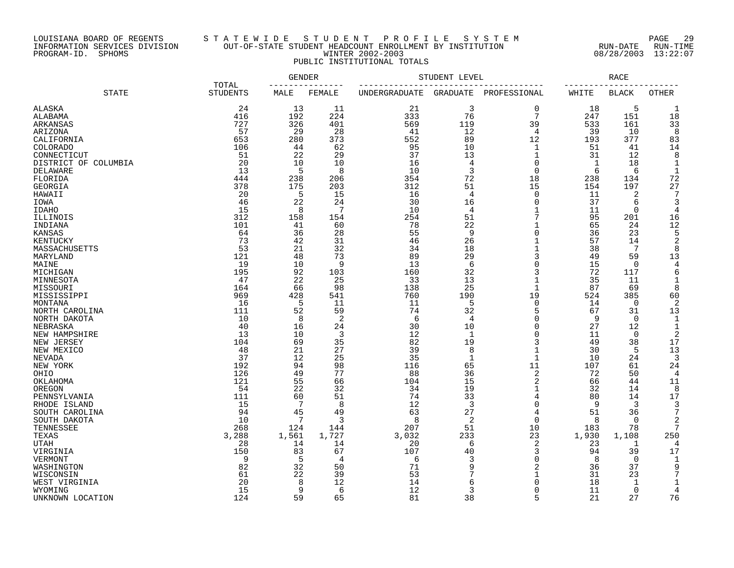LOUISIANA BOARD OF REGENTS
INFORMATION SERVICES DIVISION
PROGRAM-ID. SPHOMS

# STATEWIDE STUDENT PROFILE SYSTEM
## OUT-OF-STATE STUDENT HEADCOUNT ENROLLMENT BY INSTITUTION
## WINTER 2002-2003
## PUBLIC INSTITUTIONAL TOTALS

RUN-DATE 08/28/2003 RUN-TIME 13:22:07

| STATE | TOTAL STUDENTS | GENDER | | STUDENT LEVEL | | | RACE | | |
|---|---|---|---|---|---|---|---|---|---|
| | | MALE | FEMALE | UNDERGRADUATE | GRADUATE | PROFESSIONAL | WHITE | BLACK | OTHER |
| ALASKA | 24 | 13 | 11 | 21 | 3 | 0 | 18 | 5 | 1 |
| ALABAMA | 416 | 192 | 224 | 333 | 76 | 7 | 247 | 151 | 18 |
| ARKANSAS | 727 | 326 | 401 | 569 | 119 | 39 | 533 | 161 | 33 |
| ARIZONA | 57 | 29 | 28 | 41 | 12 | 4 | 39 | 10 | 8 |
| CALIFORNIA | 653 | 280 | 373 | 552 | 89 | 12 | 193 | 377 | 83 |
| COLORADO | 106 | 44 | 62 | 95 | 10 | 1 | 51 | 41 | 14 |
| CONNECTICUT | 51 | 22 | 29 | 37 | 13 | 1 | 31 | 12 | 8 |
| DISTRICT OF COLUMBIA | 20 | 10 | 10 | 16 | 4 | 0 | 1 | 18 | 1 |
| DELAWARE | 13 | 5 | 8 | 10 | 3 | 0 | 6 | 6 | 1 |
| FLORIDA | 444 | 238 | 206 | 354 | 72 | 18 | 238 | 134 | 72 |
| GEORGIA | 378 | 175 | 203 | 312 | 51 | 15 | 154 | 197 | 27 |
| HAWAII | 20 | 5 | 15 | 16 | 4 | 0 | 11 | 2 | 7 |
| IOWA | 46 | 22 | 24 | 30 | 16 | 0 | 37 | 6 | 3 |
| IDAHO | 15 | 8 | 7 | 10 | 4 | 1 | 11 | 0 | 4 |
| ILLINOIS | 312 | 158 | 154 | 254 | 51 | 7 | 95 | 201 | 16 |
| INDIANA | 101 | 41 | 60 | 78 | 22 | 1 | 65 | 24 | 12 |
| KANSAS | 64 | 36 | 28 | 55 | 9 | 0 | 36 | 23 | 5 |
| KENTUCKY | 73 | 42 | 31 | 46 | 26 | 1 | 57 | 14 | 2 |
| MASSACHUSETTS | 53 | 21 | 32 | 34 | 18 | 1 | 38 | 7 | 8 |
| MARYLAND | 121 | 48 | 73 | 89 | 29 | 3 | 49 | 59 | 13 |
| MAINE | 19 | 10 | 9 | 13 | 6 | 0 | 15 | 0 | 4 |
| MICHIGAN | 195 | 92 | 103 | 160 | 32 | 3 | 72 | 117 | 6 |
| MINNESOTA | 47 | 22 | 25 | 33 | 13 | 1 | 35 | 11 | 1 |
| MISSOURI | 164 | 66 | 98 | 138 | 25 | 1 | 87 | 69 | 8 |
| MISSISSIPPI | 969 | 428 | 541 | 760 | 190 | 19 | 524 | 385 | 60 |
| MONTANA | 16 | 5 | 11 | 11 | 5 | 0 | 14 | 0 | 2 |
| NORTH CAROLINA | 111 | 52 | 59 | 74 | 32 | 5 | 67 | 31 | 13 |
| NORTH DAKOTA | 10 | 8 | 2 | 6 | 4 | 0 | 9 | 0 | 1 |
| NEBRASKA | 40 | 16 | 24 | 30 | 10 | 0 | 27 | 12 | 1 |
| NEW HAMPSHIRE | 13 | 10 | 3 | 12 | 1 | 0 | 11 | 0 | 2 |
| NEW JERSEY | 104 | 69 | 35 | 82 | 19 | 3 | 49 | 38 | 17 |
| NEW MEXICO | 48 | 21 | 27 | 39 | 8 | 1 | 30 | 5 | 13 |
| NEVADA | 37 | 12 | 25 | 35 | 1 | 1 | 10 | 24 | 3 |
| NEW YORK | 192 | 94 | 98 | 116 | 65 | 11 | 107 | 61 | 24 |
| OHIO | 126 | 49 | 77 | 88 | 36 | 2 | 72 | 50 | 4 |
| OKLAHOMA | 121 | 55 | 66 | 104 | 15 | 2 | 66 | 44 | 11 |
| OREGON | 54 | 22 | 32 | 34 | 19 | 1 | 32 | 14 | 8 |
| PENNSYLVANIA | 111 | 60 | 51 | 74 | 33 | 4 | 80 | 14 | 17 |
| RHODE ISLAND | 15 | 7 | 8 | 12 | 3 | 0 | 9 | 3 | 3 |
| SOUTH CAROLINA | 94 | 45 | 49 | 63 | 27 | 4 | 51 | 36 | 7 |
| SOUTH DAKOTA | 10 | 7 | 3 | 8 | 2 | 0 | 8 | 0 | 2 |
| TENNESSEE | 268 | 124 | 144 | 207 | 51 | 10 | 183 | 78 | 7 |
| TEXAS | 3,288 | 1,561 | 1,727 | 3,032 | 233 | 23 | 1,930 | 1,108 | 250 |
| UTAH | 28 | 14 | 14 | 20 | 6 | 2 | 23 | 1 | 4 |
| VIRGINIA | 150 | 83 | 67 | 107 | 40 | 3 | 94 | 39 | 17 |
| VERMONT | 9 | 5 | 4 | 6 | 3 | 0 | 8 | 0 | 1 |
| WASHINGTON | 82 | 32 | 50 | 71 | 9 | 2 | 36 | 37 | 9 |
| WISCONSIN | 61 | 22 | 39 | 53 | 7 | 1 | 31 | 23 | 7 |
| WEST VIRGINIA | 20 | 8 | 12 | 14 | 6 | 0 | 18 | 1 | 1 |
| WYOMING | 15 | 9 | 6 | 12 | 3 | 0 | 11 | 0 | 4 |
| UNKNOWN LOCATION | 124 | 59 | 65 | 81 | 38 | 5 | 21 | 27 | 76 |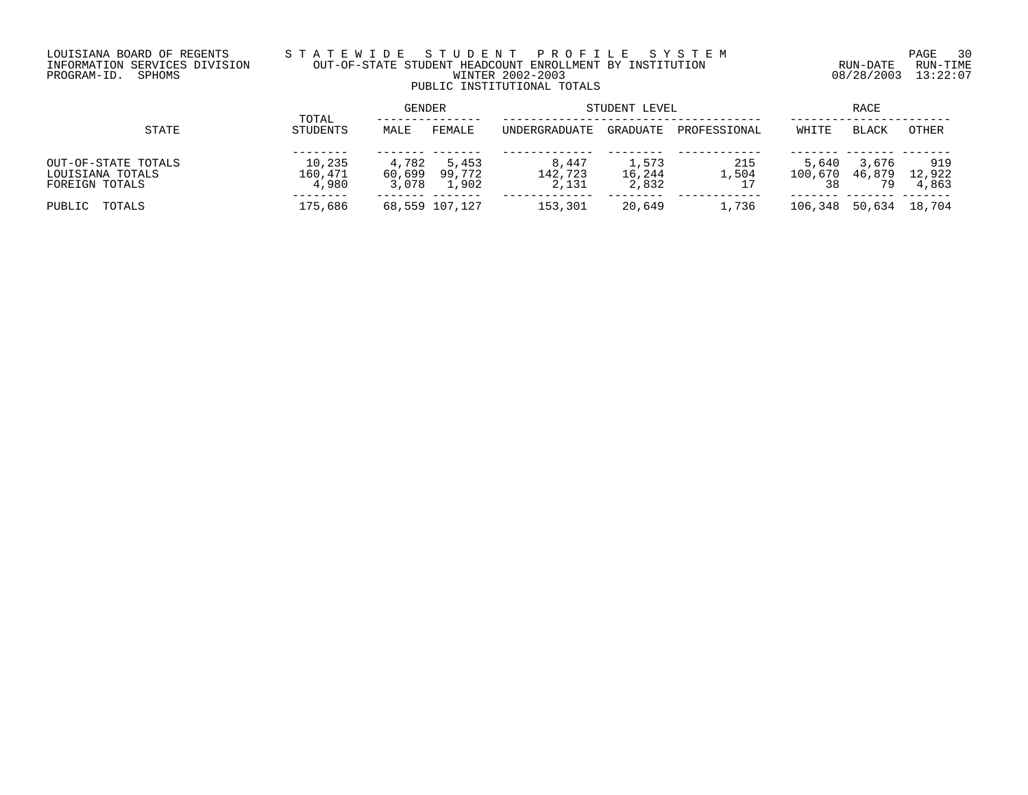LOUISIANA BOARD OF REGENTS
INFORMATION SERVICES DIVISION
PROGRAM-ID. SPHOMS

# STATEWIDE STUDENT PROFILE SYSTEM

## OUT-OF-STATE STUDENT HEADCOUNT ENROLLMENT BY INSTITUTION

### WINTER 2002-2003

### PUBLIC INSTITUTIONAL TOTALS

RUN-DATE 08/28/2003 RUN-TIME 13:22:07

| STATE | TOTAL STUDENTS | GENDER | | STUDENT LEVEL | | | RACE | | |
|---|---|---|---|---|---|---|---|---|---|
| | | MALE | FEMALE | UNDERGRADUATE | GRADUATE | PROFESSIONAL | WHITE | BLACK | OTHER |
| OUT-OF-STATE TOTALS | 10,235 | 4,782 | 5,453 | 8,447 | 1,573 | 215 | 5,640 | 3,676 | 919 |
| LOUISIANA TOTALS | 160,471 | 60,699 | 99,772 | 142,723 | 16,244 | 1,504 | 100,670 | 46,879 | 12,922 |
| FOREIGN TOTALS | 4,980 | 3,078 | 1,902 | 2,131 | 2,832 | 17 | 38 | 79 | 4,863 |
| PUBLIC TOTALS | 175,686 | 68,559 | 107,127 | 153,301 | 20,649 | 1,736 | 106,348 | 50,634 | 18,704 |